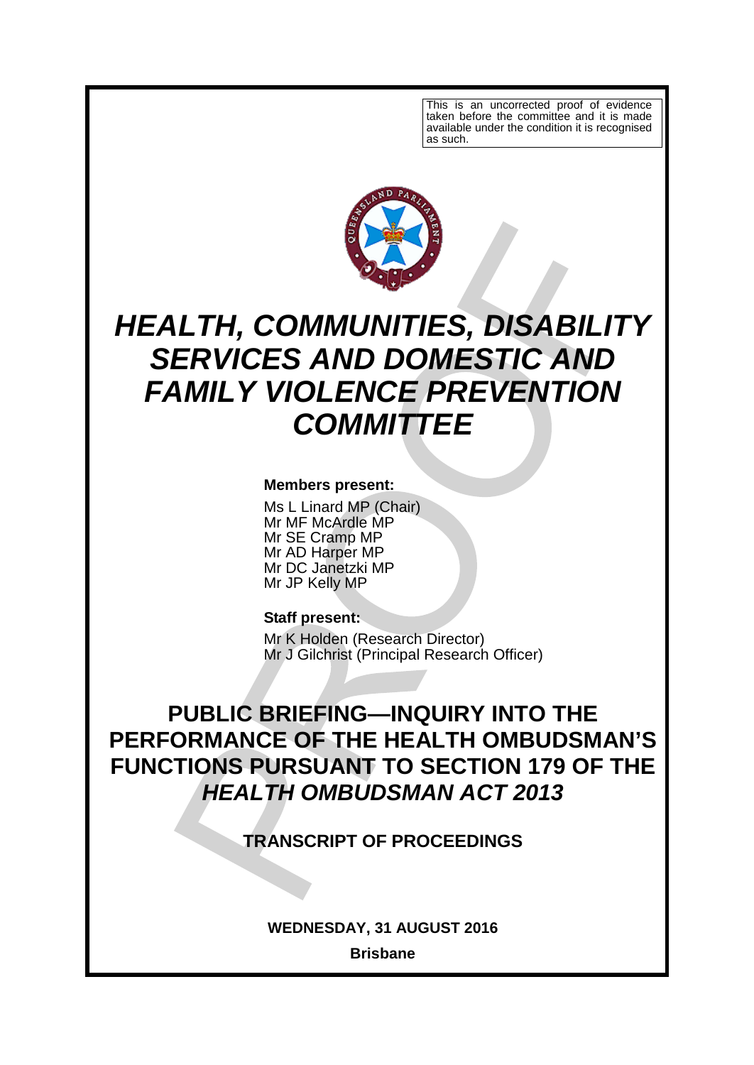This is an uncorrected proof of evidence taken before the committee and it is made available under the condition it is recognised as such.

# *HEALTH, COMMUNITIES, DISABILITY SERVICES AND DOMESTIC AND FAMILY VIOLENCE PREVENTION COMMITTEE*

**Members present:**

Ms L Linard MP (Chair)
Mr MF McArdle MP
Mr SE Cramp MP
Mr AD Harper MP
Mr DC Janetzki MP
Mr JP Kelly MP

**Staff present:**

Mr K Holden (Research Director)
Mr J Gilchrist (Principal Research Officer)

## PUBLIC BRIEFING—INQUIRY INTO THE PERFORMANCE OF THE HEALTH OMBUDSMAN'S FUNCTIONS PURSUANT TO SECTION 179 OF THE *HEALTH OMBUDSMAN ACT 2013*

### TRANSCRIPT OF PROCEEDINGS

**WEDNESDAY, 31 AUGUST 2016**

**Brisbane**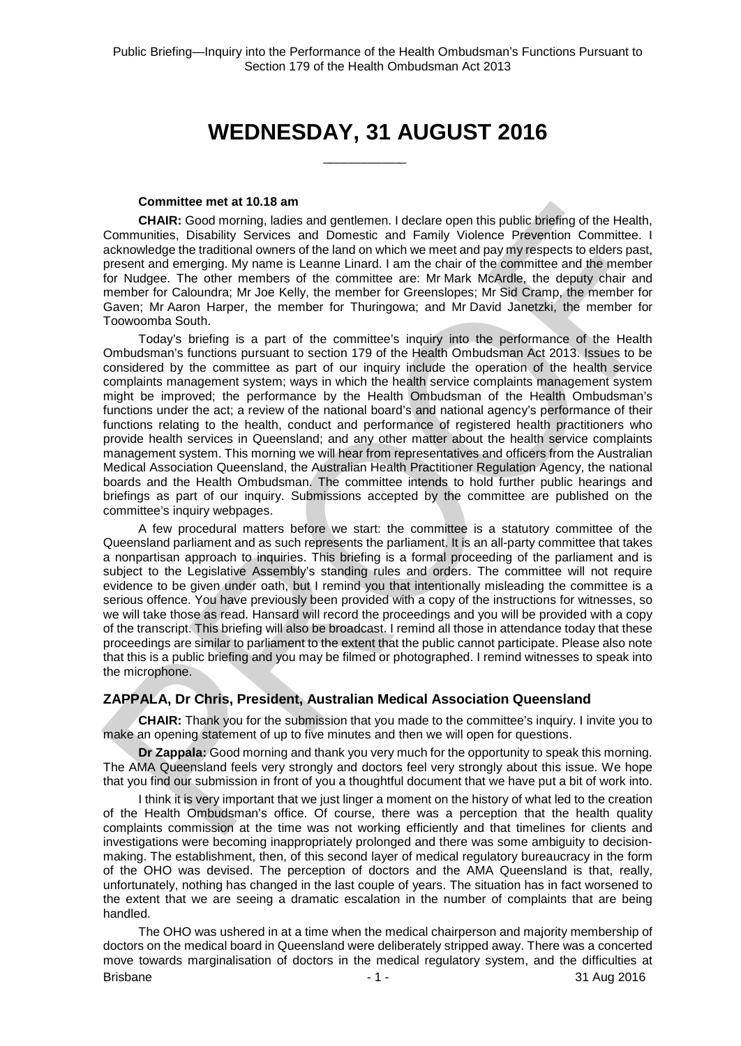# WEDNESDAY, 31 AUGUST 2016

\_\_\_\_\_\_\_\_\_\_\_\_

**Committee met at 10.18 am**

**CHAIR:** Good morning, ladies and gentlemen. I declare open this public briefing of the Health, Communities, Disability Services and Domestic and Family Violence Prevention Committee. I acknowledge the traditional owners of the land on which we meet and pay my respects to elders past, present and emerging. My name is Leanne Linard. I am the chair of the committee and the member for Nudgee. The other members of the committee are: Mr Mark McArdle, the deputy chair and member for Caloundra; Mr Joe Kelly, the member for Greenslopes; Mr Sid Cramp, the member for Gaven; Mr Aaron Harper, the member for Thuringowa; and Mr David Janetzki, the member for Toowoomba South.

Today's briefing is a part of the committee's inquiry into the performance of the Health Ombudsman's functions pursuant to section 179 of the Health Ombudsman Act 2013. Issues to be considered by the committee as part of our inquiry include the operation of the health service complaints management system; ways in which the health service complaints management system might be improved; the performance by the Health Ombudsman of the Health Ombudsman's functions under the act; a review of the national board's and national agency's performance of their functions relating to the health, conduct and performance of registered health practitioners who provide health services in Queensland; and any other matter about the health service complaints management system. This morning we will hear from representatives and officers from the Australian Medical Association Queensland, the Australian Health Practitioner Regulation Agency, the national boards and the Health Ombudsman. The committee intends to hold further public hearings and briefings as part of our inquiry. Submissions accepted by the committee are published on the committee's inquiry webpages.

A few procedural matters before we start: the committee is a statutory committee of the Queensland parliament and as such represents the parliament. It is an all-party committee that takes a nonpartisan approach to inquiries. This briefing is a formal proceeding of the parliament and is subject to the Legislative Assembly's standing rules and orders. The committee will not require evidence to be given under oath, but I remind you that intentionally misleading the committee is a serious offence. You have previously been provided with a copy of the instructions for witnesses, so we will take those as read. Hansard will record the proceedings and you will be provided with a copy of the transcript. This briefing will also be broadcast. I remind all those in attendance today that these proceedings are similar to parliament to the extent that the public cannot participate. Please also note that this is a public briefing and you may be filmed or photographed. I remind witnesses to speak into the microphone.

## ZAPPALA, Dr Chris, President, Australian Medical Association Queensland

**CHAIR:** Thank you for the submission that you made to the committee's inquiry. I invite you to make an opening statement of up to five minutes and then we will open for questions.

**Dr Zappala:** Good morning and thank you very much for the opportunity to speak this morning. The AMA Queensland feels very strongly and doctors feel very strongly about this issue. We hope that you find our submission in front of you a thoughtful document that we have put a bit of work into.

I think it is very important that we just linger a moment on the history of what led to the creation of the Health Ombudsman's office. Of course, there was a perception that the health quality complaints commission at the time was not working efficiently and that timelines for clients and investigations were becoming inappropriately prolonged and there was some ambiguity to decision-making. The establishment, then, of this second layer of medical regulatory bureaucracy in the form of the OHO was devised. The perception of doctors and the AMA Queensland is that, really, unfortunately, nothing has changed in the last couple of years. The situation has in fact worsened to the extent that we are seeing a dramatic escalation in the number of complaints that are being handled.

The OHO was ushered in at a time when the medical chairperson and majority membership of doctors on the medical board in Queensland were deliberately stripped away. There was a concerted move towards marginalisation of doctors in the medical regulatory system, and the difficulties at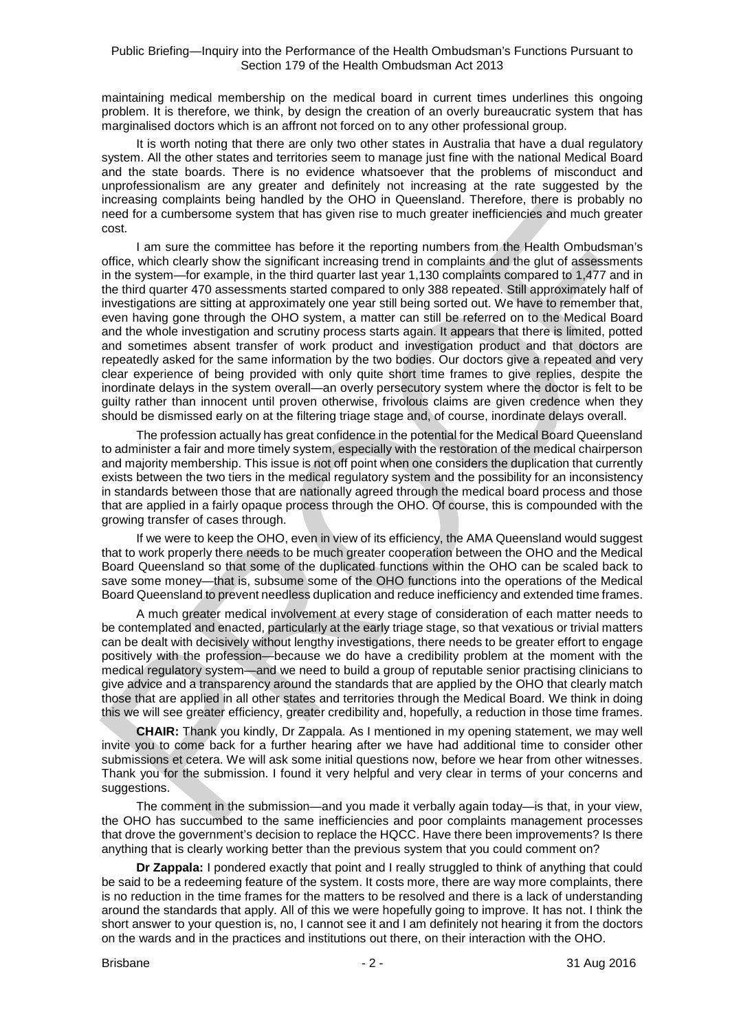maintaining medical membership on the medical board in current times underlines this ongoing problem. It is therefore, we think, by design the creation of an overly bureaucratic system that has marginalised doctors which is an affront not forced on to any other professional group.

It is worth noting that there are only two other states in Australia that have a dual regulatory system. All the other states and territories seem to manage just fine with the national Medical Board and the state boards. There is no evidence whatsoever that the problems of misconduct and unprofessionalism are any greater and definitely not increasing at the rate suggested by the increasing complaints being handled by the OHO in Queensland. Therefore, there is probably no need for a cumbersome system that has given rise to much greater inefficiencies and much greater cost.

I am sure the committee has before it the reporting numbers from the Health Ombudsman's office, which clearly show the significant increasing trend in complaints and the glut of assessments in the system—for example, in the third quarter last year 1,130 complaints compared to 1,477 and in the third quarter 470 assessments started compared to only 388 repeated. Still approximately half of investigations are sitting at approximately one year still being sorted out. We have to remember that, even having gone through the OHO system, a matter can still be referred on to the Medical Board and the whole investigation and scrutiny process starts again. It appears that there is limited, potted and sometimes absent transfer of work product and investigation product and that doctors are repeatedly asked for the same information by the two bodies. Our doctors give a repeated and very clear experience of being provided with only quite short time frames to give replies, despite the inordinate delays in the system overall—an overly persecutory system where the doctor is felt to be guilty rather than innocent until proven otherwise, frivolous claims are given credence when they should be dismissed early on at the filtering triage stage and, of course, inordinate delays overall.

The profession actually has great confidence in the potential for the Medical Board Queensland to administer a fair and more timely system, especially with the restoration of the medical chairperson and majority membership. This issue is not off point when one considers the duplication that currently exists between the two tiers in the medical regulatory system and the possibility for an inconsistency in standards between those that are nationally agreed through the medical board process and those that are applied in a fairly opaque process through the OHO. Of course, this is compounded with the growing transfer of cases through.

If we were to keep the OHO, even in view of its efficiency, the AMA Queensland would suggest that to work properly there needs to be much greater cooperation between the OHO and the Medical Board Queensland so that some of the duplicated functions within the OHO can be scaled back to save some money—that is, subsume some of the OHO functions into the operations of the Medical Board Queensland to prevent needless duplication and reduce inefficiency and extended time frames.

A much greater medical involvement at every stage of consideration of each matter needs to be contemplated and enacted, particularly at the early triage stage, so that vexatious or trivial matters can be dealt with decisively without lengthy investigations, there needs to be greater effort to engage positively with the profession—because we do have a credibility problem at the moment with the medical regulatory system—and we need to build a group of reputable senior practising clinicians to give advice and a transparency around the standards that are applied by the OHO that clearly match those that are applied in all other states and territories through the Medical Board. We think in doing this we will see greater efficiency, greater credibility and, hopefully, a reduction in those time frames.

**CHAIR:** Thank you kindly, Dr Zappala. As I mentioned in my opening statement, we may well invite you to come back for a further hearing after we have had additional time to consider other submissions et cetera. We will ask some initial questions now, before we hear from other witnesses. Thank you for the submission. I found it very helpful and very clear in terms of your concerns and suggestions.

The comment in the submission—and you made it verbally again today—is that, in your view, the OHO has succumbed to the same inefficiencies and poor complaints management processes that drove the government's decision to replace the HQCC. Have there been improvements? Is there anything that is clearly working better than the previous system that you could comment on?

**Dr Zappala:** I pondered exactly that point and I really struggled to think of anything that could be said to be a redeeming feature of the system. It costs more, there are way more complaints, there is no reduction in the time frames for the matters to be resolved and there is a lack of understanding around the standards that apply. All of this we were hopefully going to improve. It has not. I think the short answer to your question is, no, I cannot see it and I am definitely not hearing it from the doctors on the wards and in the practices and institutions out there, on their interaction with the OHO.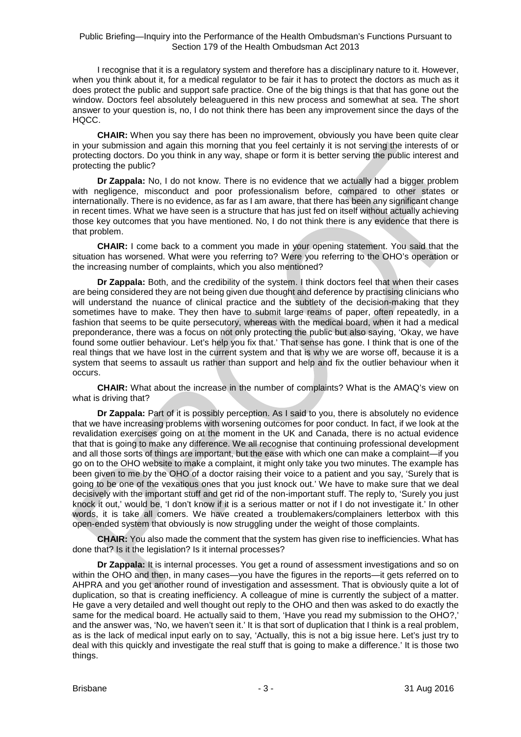I recognise that it is a regulatory system and therefore has a disciplinary nature to it. However, when you think about it, for a medical regulator to be fair it has to protect the doctors as much as it does protect the public and support safe practice. One of the big things is that that has gone out the window. Doctors feel absolutely beleaguered in this new process and somewhat at sea. The short answer to your question is, no, I do not think there has been any improvement since the days of the HQCC.

**CHAIR:** When you say there has been no improvement, obviously you have been quite clear in your submission and again this morning that you feel certainly it is not serving the interests of or protecting doctors. Do you think in any way, shape or form it is better serving the public interest and protecting the public?

**Dr Zappala:** No, I do not know. There is no evidence that we actually had a bigger problem with negligence, misconduct and poor professionalism before, compared to other states or internationally. There is no evidence, as far as I am aware, that there has been any significant change in recent times. What we have seen is a structure that has just fed on itself without actually achieving those key outcomes that you have mentioned. No, I do not think there is any evidence that there is that problem.

**CHAIR:** I come back to a comment you made in your opening statement. You said that the situation has worsened. What were you referring to? Were you referring to the OHO's operation or the increasing number of complaints, which you also mentioned?

**Dr Zappala:** Both, and the credibility of the system. I think doctors feel that when their cases are being considered they are not being given due thought and deference by practising clinicians who will understand the nuance of clinical practice and the subtlety of the decision-making that they sometimes have to make. They then have to submit large reams of paper, often repeatedly, in a fashion that seems to be quite persecutory, whereas with the medical board, when it had a medical preponderance, there was a focus on not only protecting the public but also saying, 'Okay, we have found some outlier behaviour. Let's help you fix that.' That sense has gone. I think that is one of the real things that we have lost in the current system and that is why we are worse off, because it is a system that seems to assault us rather than support and help and fix the outlier behaviour when it occurs.

**CHAIR:** What about the increase in the number of complaints? What is the AMAQ's view on what is driving that?

**Dr Zappala:** Part of it is possibly perception. As I said to you, there is absolutely no evidence that we have increasing problems with worsening outcomes for poor conduct. In fact, if we look at the revalidation exercises going on at the moment in the UK and Canada, there is no actual evidence that that is going to make any difference. We all recognise that continuing professional development and all those sorts of things are important, but the ease with which one can make a complaint—if you go on to the OHO website to make a complaint, it might only take you two minutes. The example has been given to me by the OHO of a doctor raising their voice to a patient and you say, 'Surely that is going to be one of the vexatious ones that you just knock out.' We have to make sure that we deal decisively with the important stuff and get rid of the non-important stuff. The reply to, 'Surely you just knock it out,' would be, 'I don't know if it is a serious matter or not if I do not investigate it.' In other words, it is take all comers. We have created a troublemakers/complainers letterbox with this open-ended system that obviously is now struggling under the weight of those complaints.

**CHAIR:** You also made the comment that the system has given rise to inefficiencies. What has done that? Is it the legislation? Is it internal processes?

**Dr Zappala:** It is internal processes. You get a round of assessment investigations and so on within the OHO and then, in many cases—you have the figures in the reports—it gets referred on to AHPRA and you get another round of investigation and assessment. That is obviously quite a lot of duplication, so that is creating inefficiency. A colleague of mine is currently the subject of a matter. He gave a very detailed and well thought out reply to the OHO and then was asked to do exactly the same for the medical board. He actually said to them, 'Have you read my submission to the OHO?,' and the answer was, 'No, we haven't seen it.' It is that sort of duplication that I think is a real problem, as is the lack of medical input early on to say, 'Actually, this is not a big issue here. Let's just try to deal with this quickly and investigate the real stuff that is going to make a difference.' It is those two things.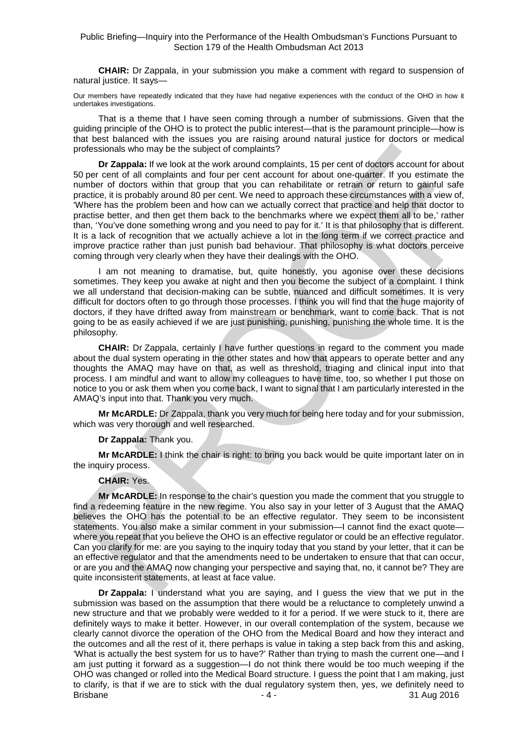**CHAIR:** Dr Zappala, in your submission you make a comment with regard to suspension of natural justice. It says—

Our members have repeatedly indicated that they have had negative experiences with the conduct of the OHO in how it undertakes investigations.

That is a theme that I have seen coming through a number of submissions. Given that the guiding principle of the OHO is to protect the public interest—that is the paramount principle—how is that best balanced with the issues you are raising around natural justice for doctors or medical professionals who may be the subject of complaints?

**Dr Zappala:** If we look at the work around complaints, 15 per cent of doctors account for about 50 per cent of all complaints and four per cent account for about one-quarter. If you estimate the number of doctors within that group that you can rehabilitate or retrain or return to gainful safe practice, it is probably around 80 per cent. We need to approach these circumstances with a view of, 'Where has the problem been and how can we actually correct that practice and help that doctor to practise better, and then get them back to the benchmarks where we expect them all to be,' rather than, 'You've done something wrong and you need to pay for it.' It is that philosophy that is different. It is a lack of recognition that we actually achieve a lot in the long term if we correct practice and improve practice rather than just punish bad behaviour. That philosophy is what doctors perceive coming through very clearly when they have their dealings with the OHO.

I am not meaning to dramatise, but, quite honestly, you agonise over these decisions sometimes. They keep you awake at night and then you become the subject of a complaint. I think we all understand that decision-making can be subtle, nuanced and difficult sometimes. It is very difficult for doctors often to go through those processes. I think you will find that the huge majority of doctors, if they have drifted away from mainstream or benchmark, want to come back. That is not going to be as easily achieved if we are just punishing, punishing, punishing the whole time. It is the philosophy.

**CHAIR:** Dr Zappala, certainly I have further questions in regard to the comment you made about the dual system operating in the other states and how that appears to operate better and any thoughts the AMAQ may have on that, as well as threshold, triaging and clinical input into that process. I am mindful and want to allow my colleagues to have time, too, so whether I put those on notice to you or ask them when you come back, I want to signal that I am particularly interested in the AMAQ's input into that. Thank you very much.

**Mr McARDLE:** Dr Zappala, thank you very much for being here today and for your submission, which was very thorough and well researched.

**Dr Zappala:** Thank you.

**Mr McARDLE:** I think the chair is right: to bring you back would be quite important later on in the inquiry process.

**CHAIR:** Yes.

**Mr McARDLE:** In response to the chair's question you made the comment that you struggle to find a redeeming feature in the new regime. You also say in your letter of 3 August that the AMAQ believes the OHO has the potential to be an effective regulator. They seem to be inconsistent statements. You also make a similar comment in your submission—I cannot find the exact quote—where you repeat that you believe the OHO is an effective regulator or could be an effective regulator. Can you clarify for me: are you saying to the inquiry today that you stand by your letter, that it can be an effective regulator and that the amendments need to be undertaken to ensure that that can occur, or are you and the AMAQ now changing your perspective and saying that, no, it cannot be? They are quite inconsistent statements, at least at face value.

**Dr Zappala:** I understand what you are saying, and I guess the view that we put in the submission was based on the assumption that there would be a reluctance to completely unwind a new structure and that we probably were wedded to it for a period. If we were stuck to it, there are definitely ways to make it better. However, in our overall contemplation of the system, because we clearly cannot divorce the operation of the OHO from the Medical Board and how they interact and the outcomes and all the rest of it, there perhaps is value in taking a step back from this and asking, 'What is actually the best system for us to have?' Rather than trying to mash the current one—and I am just putting it forward as a suggestion—I do not think there would be too much weeping if the OHO was changed or rolled into the Medical Board structure. I guess the point that I am making, just to clarify, is that if we are to stick with the dual regulatory system then, yes, we definitely need to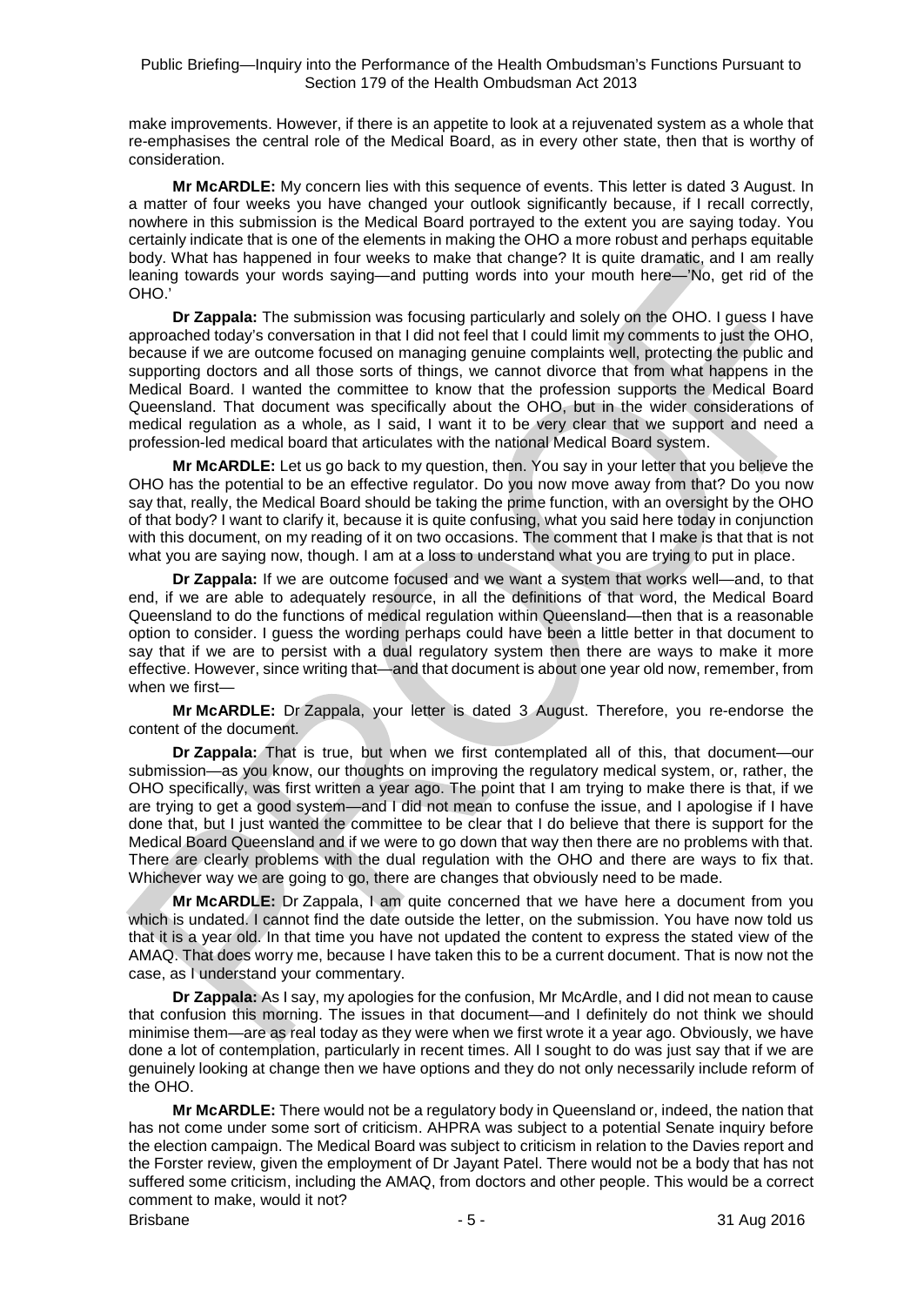make improvements. However, if there is an appetite to look at a rejuvenated system as a whole that re-emphasises the central role of the Medical Board, as in every other state, then that is worthy of consideration.

**Mr McARDLE:** My concern lies with this sequence of events. This letter is dated 3 August. In a matter of four weeks you have changed your outlook significantly because, if I recall correctly, nowhere in this submission is the Medical Board portrayed to the extent you are saying today. You certainly indicate that is one of the elements in making the OHO a more robust and perhaps equitable body. What has happened in four weeks to make that change? It is quite dramatic, and I am really leaning towards your words saying—and putting words into your mouth here—'No, get rid of the OHO.'

**Dr Zappala:** The submission was focusing particularly and solely on the OHO. I guess I have approached today's conversation in that I did not feel that I could limit my comments to just the OHO, because if we are outcome focused on managing genuine complaints well, protecting the public and supporting doctors and all those sorts of things, we cannot divorce that from what happens in the Medical Board. I wanted the committee to know that the profession supports the Medical Board Queensland. That document was specifically about the OHO, but in the wider considerations of medical regulation as a whole, as I said, I want it to be very clear that we support and need a profession-led medical board that articulates with the national Medical Board system.

**Mr McARDLE:** Let us go back to my question, then. You say in your letter that you believe the OHO has the potential to be an effective regulator. Do you now move away from that? Do you now say that, really, the Medical Board should be taking the prime function, with an oversight by the OHO of that body? I want to clarify it, because it is quite confusing, what you said here today in conjunction with this document, on my reading of it on two occasions. The comment that I make is that that is not what you are saying now, though. I am at a loss to understand what you are trying to put in place.

**Dr Zappala:** If we are outcome focused and we want a system that works well—and, to that end, if we are able to adequately resource, in all the definitions of that word, the Medical Board Queensland to do the functions of medical regulation within Queensland—then that is a reasonable option to consider. I guess the wording perhaps could have been a little better in that document to say that if we are to persist with a dual regulatory system then there are ways to make it more effective. However, since writing that—and that document is about one year old now, remember, from when we first—

**Mr McARDLE:** Dr Zappala, your letter is dated 3 August. Therefore, you re-endorse the content of the document.

**Dr Zappala:** That is true, but when we first contemplated all of this, that document—our submission—as you know, our thoughts on improving the regulatory medical system, or, rather, the OHO specifically, was first written a year ago. The point that I am trying to make there is that, if we are trying to get a good system—and I did not mean to confuse the issue, and I apologise if I have done that, but I just wanted the committee to be clear that I do believe that there is support for the Medical Board Queensland and if we were to go down that way then there are no problems with that. There are clearly problems with the dual regulation with the OHO and there are ways to fix that. Whichever way we are going to go, there are changes that obviously need to be made.

**Mr McARDLE:** Dr Zappala, I am quite concerned that we have here a document from you which is undated. I cannot find the date outside the letter, on the submission. You have now told us that it is a year old. In that time you have not updated the content to express the stated view of the AMAQ. That does worry me, because I have taken this to be a current document. That is now not the case, as I understand your commentary.

**Dr Zappala:** As I say, my apologies for the confusion, Mr McArdle, and I did not mean to cause that confusion this morning. The issues in that document—and I definitely do not think we should minimise them—are as real today as they were when we first wrote it a year ago. Obviously, we have done a lot of contemplation, particularly in recent times. All I sought to do was just say that if we are genuinely looking at change then we have options and they do not only necessarily include reform of the OHO.

**Mr McARDLE:** There would not be a regulatory body in Queensland or, indeed, the nation that has not come under some sort of criticism. AHPRA was subject to a potential Senate inquiry before the election campaign. The Medical Board was subject to criticism in relation to the Davies report and the Forster review, given the employment of Dr Jayant Patel. There would not be a body that has not suffered some criticism, including the AMAQ, from doctors and other people. This would be a correct comment to make, would it not?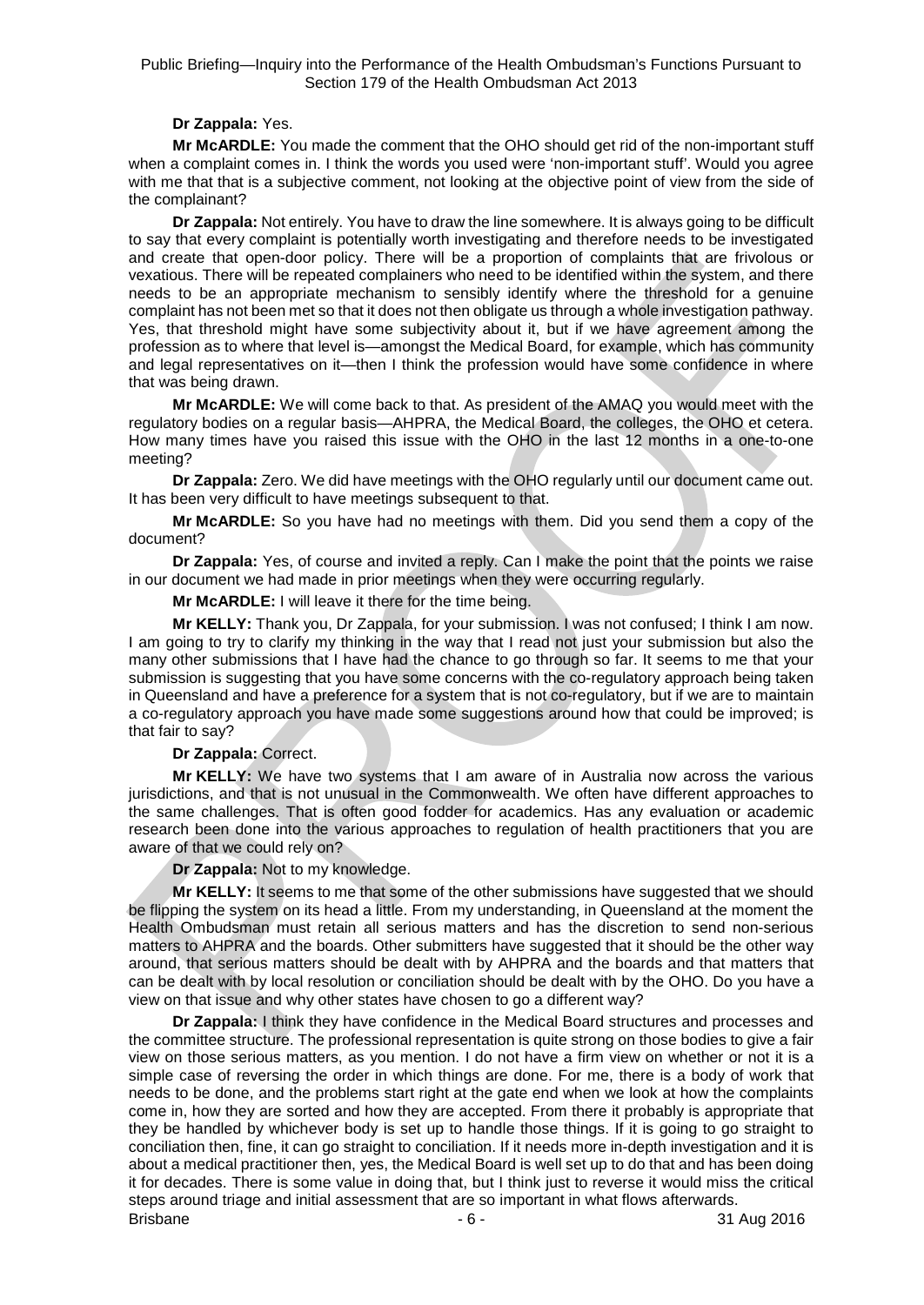**Dr Zappala:** Yes.

**Mr McARDLE:** You made the comment that the OHO should get rid of the non-important stuff when a complaint comes in. I think the words you used were 'non-important stuff'. Would you agree with me that that is a subjective comment, not looking at the objective point of view from the side of the complainant?

**Dr Zappala:** Not entirely. You have to draw the line somewhere. It is always going to be difficult to say that every complaint is potentially worth investigating and therefore needs to be investigated and create that open-door policy. There will be a proportion of complaints that are frivolous or vexatious. There will be repeated complainers who need to be identified within the system, and there needs to be an appropriate mechanism to sensibly identify where the threshold for a genuine complaint has not been met so that it does not then obligate us through a whole investigation pathway. Yes, that threshold might have some subjectivity about it, but if we have agreement among the profession as to where that level is—amongst the Medical Board, for example, which has community and legal representatives on it—then I think the profession would have some confidence in where that was being drawn.

**Mr McARDLE:** We will come back to that. As president of the AMAQ you would meet with the regulatory bodies on a regular basis—AHPRA, the Medical Board, the colleges, the OHO et cetera. How many times have you raised this issue with the OHO in the last 12 months in a one-to-one meeting?

**Dr Zappala:** Zero. We did have meetings with the OHO regularly until our document came out. It has been very difficult to have meetings subsequent to that.

**Mr McARDLE:** So you have had no meetings with them. Did you send them a copy of the document?

**Dr Zappala:** Yes, of course and invited a reply. Can I make the point that the points we raise in our document we had made in prior meetings when they were occurring regularly.

**Mr McARDLE:** I will leave it there for the time being.

**Mr KELLY:** Thank you, Dr Zappala, for your submission. I was not confused; I think I am now. I am going to try to clarify my thinking in the way that I read not just your submission but also the many other submissions that I have had the chance to go through so far. It seems to me that your submission is suggesting that you have some concerns with the co-regulatory approach being taken in Queensland and have a preference for a system that is not co-regulatory, but if we are to maintain a co-regulatory approach you have made some suggestions around how that could be improved; is that fair to say?

**Dr Zappala:** Correct.

**Mr KELLY:** We have two systems that I am aware of in Australia now across the various jurisdictions, and that is not unusual in the Commonwealth. We often have different approaches to the same challenges. That is often good fodder for academics. Has any evaluation or academic research been done into the various approaches to regulation of health practitioners that you are aware of that we could rely on?

**Dr Zappala:** Not to my knowledge.

**Mr KELLY:** It seems to me that some of the other submissions have suggested that we should be flipping the system on its head a little. From my understanding, in Queensland at the moment the Health Ombudsman must retain all serious matters and has the discretion to send non-serious matters to AHPRA and the boards. Other submitters have suggested that it should be the other way around, that serious matters should be dealt with by AHPRA and the boards and that matters that can be dealt with by local resolution or conciliation should be dealt with by the OHO. Do you have a view on that issue and why other states have chosen to go a different way?

**Dr Zappala:** I think they have confidence in the Medical Board structures and processes and the committee structure. The professional representation is quite strong on those bodies to give a fair view on those serious matters, as you mention. I do not have a firm view on whether or not it is a simple case of reversing the order in which things are done. For me, there is a body of work that needs to be done, and the problems start right at the gate end when we look at how the complaints come in, how they are sorted and how they are accepted. From there it probably is appropriate that they be handled by whichever body is set up to handle those things. If it is going to go straight to conciliation then, fine, it can go straight to conciliation. If it needs more in-depth investigation and it is about a medical practitioner then, yes, the Medical Board is well set up to do that and has been doing it for decades. There is some value in doing that, but I think just to reverse it would miss the critical steps around triage and initial assessment that are so important in what flows afterwards.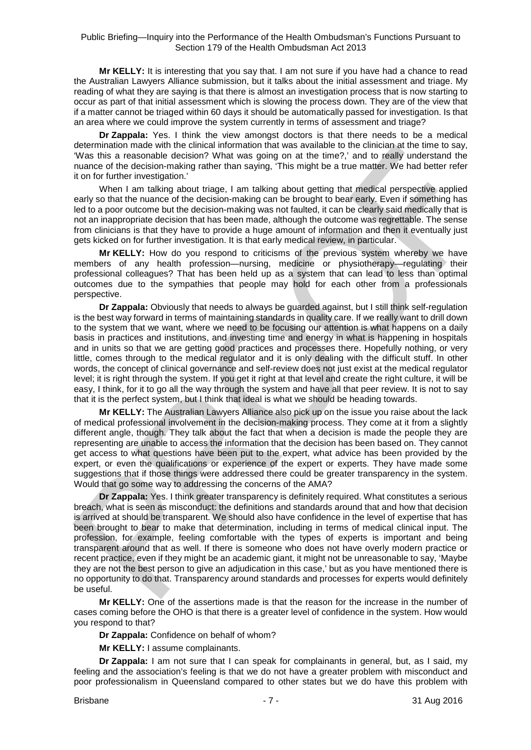**Mr KELLY:** It is interesting that you say that. I am not sure if you have had a chance to read the Australian Lawyers Alliance submission, but it talks about the initial assessment and triage. My reading of what they are saying is that there is almost an investigation process that is now starting to occur as part of that initial assessment which is slowing the process down. They are of the view that if a matter cannot be triaged within 60 days it should be automatically passed for investigation. Is that an area where we could improve the system currently in terms of assessment and triage?

**Dr Zappala:** Yes. I think the view amongst doctors is that there needs to be a medical determination made with the clinical information that was available to the clinician at the time to say, 'Was this a reasonable decision? What was going on at the time?,' and to really understand the nuance of the decision-making rather than saying, 'This might be a true matter. We had better refer it on for further investigation.'

When I am talking about triage, I am talking about getting that medical perspective applied early so that the nuance of the decision-making can be brought to bear early. Even if something has led to a poor outcome but the decision-making was not faulted, it can be clearly said medically that is not an inappropriate decision that has been made, although the outcome was regrettable. The sense from clinicians is that they have to provide a huge amount of information and then it eventually just gets kicked on for further investigation. It is that early medical review, in particular.

**Mr KELLY:** How do you respond to criticisms of the previous system whereby we have members of any health profession—nursing, medicine or physiotherapy—regulating their professional colleagues? That has been held up as a system that can lead to less than optimal outcomes due to the sympathies that people may hold for each other from a professionals perspective.

**Dr Zappala:** Obviously that needs to always be guarded against, but I still think self-regulation is the best way forward in terms of maintaining standards in quality care. If we really want to drill down to the system that we want, where we need to be focusing our attention is what happens on a daily basis in practices and institutions, and investing time and energy in what is happening in hospitals and in units so that we are getting good practices and processes there. Hopefully nothing, or very little, comes through to the medical regulator and it is only dealing with the difficult stuff. In other words, the concept of clinical governance and self-review does not just exist at the medical regulator level; it is right through the system. If you get it right at that level and create the right culture, it will be easy, I think, for it to go all the way through the system and have all that peer review. It is not to say that it is the perfect system, but I think that ideal is what we should be heading towards.

**Mr KELLY:** The Australian Lawyers Alliance also pick up on the issue you raise about the lack of medical professional involvement in the decision-making process. They come at it from a slightly different angle, though. They talk about the fact that when a decision is made the people they are representing are unable to access the information that the decision has been based on. They cannot get access to what questions have been put to the expert, what advice has been provided by the expert, or even the qualifications or experience of the expert or experts. They have made some suggestions that if those things were addressed there could be greater transparency in the system. Would that go some way to addressing the concerns of the AMA?

**Dr Zappala:** Yes. I think greater transparency is definitely required. What constitutes a serious breach, what is seen as misconduct: the definitions and standards around that and how that decision is arrived at should be transparent. We should also have confidence in the level of expertise that has been brought to bear to make that determination, including in terms of medical clinical input. The profession, for example, feeling comfortable with the types of experts is important and being transparent around that as well. If there is someone who does not have overly modern practice or recent practice, even if they might be an academic giant, it might not be unreasonable to say, 'Maybe they are not the best person to give an adjudication in this case,' but as you have mentioned there is no opportunity to do that. Transparency around standards and processes for experts would definitely be useful.

**Mr KELLY:** One of the assertions made is that the reason for the increase in the number of cases coming before the OHO is that there is a greater level of confidence in the system. How would you respond to that?

**Dr Zappala:** Confidence on behalf of whom?

**Mr KELLY:** I assume complainants.

**Dr Zappala:** I am not sure that I can speak for complainants in general, but, as I said, my feeling and the association's feeling is that we do not have a greater problem with misconduct and poor professionalism in Queensland compared to other states but we do have this problem with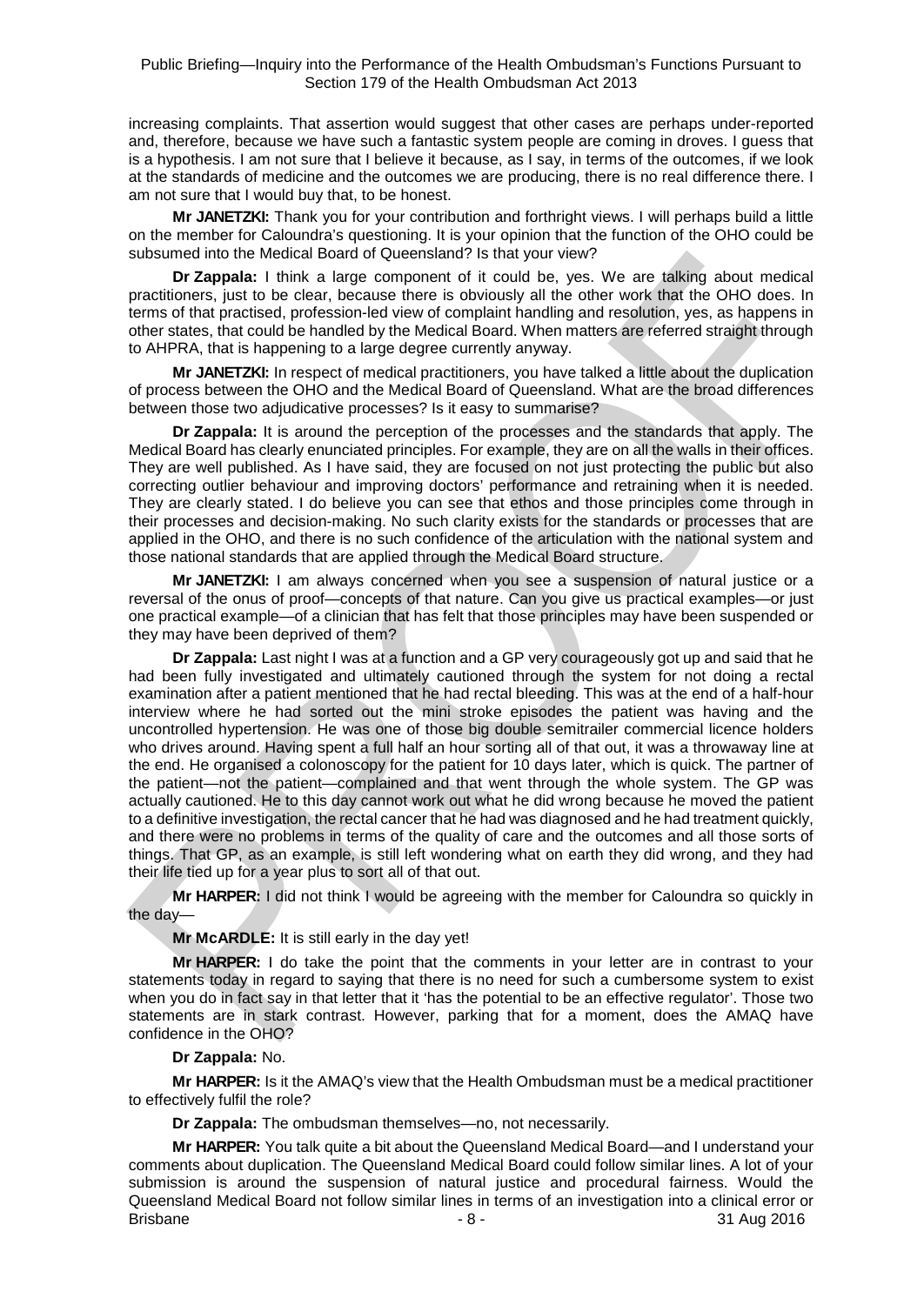increasing complaints. That assertion would suggest that other cases are perhaps under-reported and, therefore, because we have such a fantastic system people are coming in droves. I guess that is a hypothesis. I am not sure that I believe it because, as I say, in terms of the outcomes, if we look at the standards of medicine and the outcomes we are producing, there is no real difference there. I am not sure that I would buy that, to be honest.

**Mr JANETZKI:** Thank you for your contribution and forthright views. I will perhaps build a little on the member for Caloundra's questioning. It is your opinion that the function of the OHO could be subsumed into the Medical Board of Queensland? Is that your view?

**Dr Zappala:** I think a large component of it could be, yes. We are talking about medical practitioners, just to be clear, because there is obviously all the other work that the OHO does. In terms of that practised, profession-led view of complaint handling and resolution, yes, as happens in other states, that could be handled by the Medical Board. When matters are referred straight through to AHPRA, that is happening to a large degree currently anyway.

**Mr JANETZKI:** In respect of medical practitioners, you have talked a little about the duplication of process between the OHO and the Medical Board of Queensland. What are the broad differences between those two adjudicative processes? Is it easy to summarise?

**Dr Zappala:** It is around the perception of the processes and the standards that apply. The Medical Board has clearly enunciated principles. For example, they are on all the walls in their offices. They are well published. As I have said, they are focused on not just protecting the public but also correcting outlier behaviour and improving doctors' performance and retraining when it is needed. They are clearly stated. I do believe you can see that ethos and those principles come through in their processes and decision-making. No such clarity exists for the standards or processes that are applied in the OHO, and there is no such confidence of the articulation with the national system and those national standards that are applied through the Medical Board structure.

**Mr JANETZKI:** I am always concerned when you see a suspension of natural justice or a reversal of the onus of proof—concepts of that nature. Can you give us practical examples—or just one practical example—of a clinician that has felt that those principles may have been suspended or they may have been deprived of them?

**Dr Zappala:** Last night I was at a function and a GP very courageously got up and said that he had been fully investigated and ultimately cautioned through the system for not doing a rectal examination after a patient mentioned that he had rectal bleeding. This was at the end of a half-hour interview where he had sorted out the mini stroke episodes the patient was having and the uncontrolled hypertension. He was one of those big double semitrailer commercial licence holders who drives around. Having spent a full half an hour sorting all of that out, it was a throwaway line at the end. He organised a colonoscopy for the patient for 10 days later, which is quick. The partner of the patient—not the patient—complained and that went through the whole system. The GP was actually cautioned. He to this day cannot work out what he did wrong because he moved the patient to a definitive investigation, the rectal cancer that he had was diagnosed and he had treatment quickly, and there were no problems in terms of the quality of care and the outcomes and all those sorts of things. That GP, as an example, is still left wondering what on earth they did wrong, and they had their life tied up for a year plus to sort all of that out.

**Mr HARPER:** I did not think I would be agreeing with the member for Caloundra so quickly in the day—

**Mr McARDLE:** It is still early in the day yet!

**Mr HARPER:** I do take the point that the comments in your letter are in contrast to your statements today in regard to saying that there is no need for such a cumbersome system to exist when you do in fact say in that letter that it 'has the potential to be an effective regulator'. Those two statements are in stark contrast. However, parking that for a moment, does the AMAQ have confidence in the OHO?

**Dr Zappala:** No.

**Mr HARPER:** Is it the AMAQ's view that the Health Ombudsman must be a medical practitioner to effectively fulfil the role?

**Dr Zappala:** The ombudsman themselves—no, not necessarily.

**Mr HARPER:** You talk quite a bit about the Queensland Medical Board—and I understand your comments about duplication. The Queensland Medical Board could follow similar lines. A lot of your submission is around the suspension of natural justice and procedural fairness. Would the Queensland Medical Board not follow similar lines in terms of an investigation into a clinical error or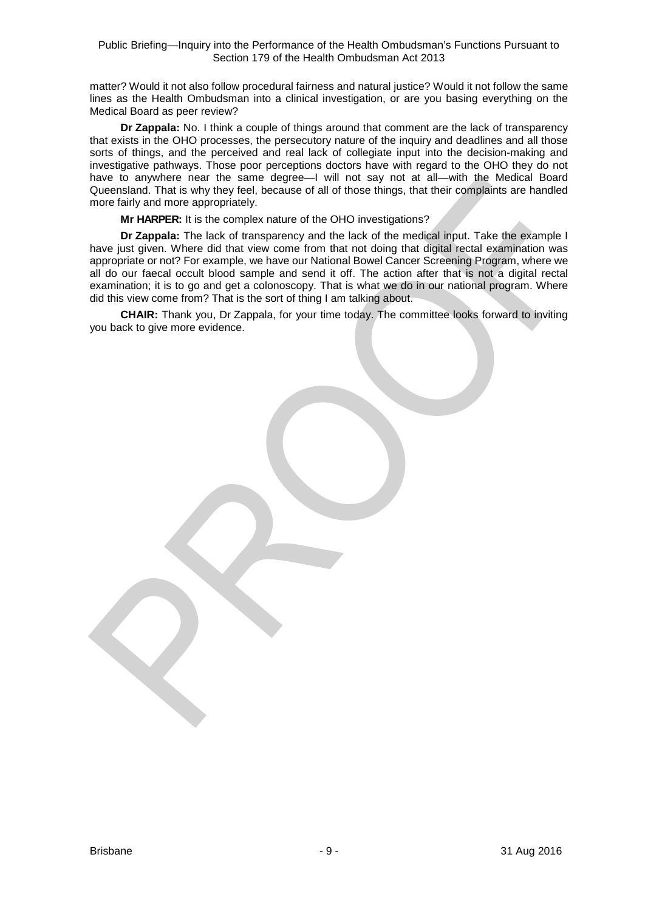matter? Would it not also follow procedural fairness and natural justice? Would it not follow the same lines as the Health Ombudsman into a clinical investigation, or are you basing everything on the Medical Board as peer review?

**Dr Zappala:** No. I think a couple of things around that comment are the lack of transparency that exists in the OHO processes, the persecutory nature of the inquiry and deadlines and all those sorts of things, and the perceived and real lack of collegiate input into the decision-making and investigative pathways. Those poor perceptions doctors have with regard to the OHO they do not have to anywhere near the same degree—I will not say not at all—with the Medical Board Queensland. That is why they feel, because of all of those things, that their complaints are handled more fairly and more appropriately.

**Mr HARPER:** It is the complex nature of the OHO investigations?

**Dr Zappala:** The lack of transparency and the lack of the medical input. Take the example I have just given. Where did that view come from that not doing that digital rectal examination was appropriate or not? For example, we have our National Bowel Cancer Screening Program, where we all do our faecal occult blood sample and send it off. The action after that is not a digital rectal examination; it is to go and get a colonoscopy. That is what we do in our national program. Where did this view come from? That is the sort of thing I am talking about.

**CHAIR:** Thank you, Dr Zappala, for your time today. The committee looks forward to inviting you back to give more evidence.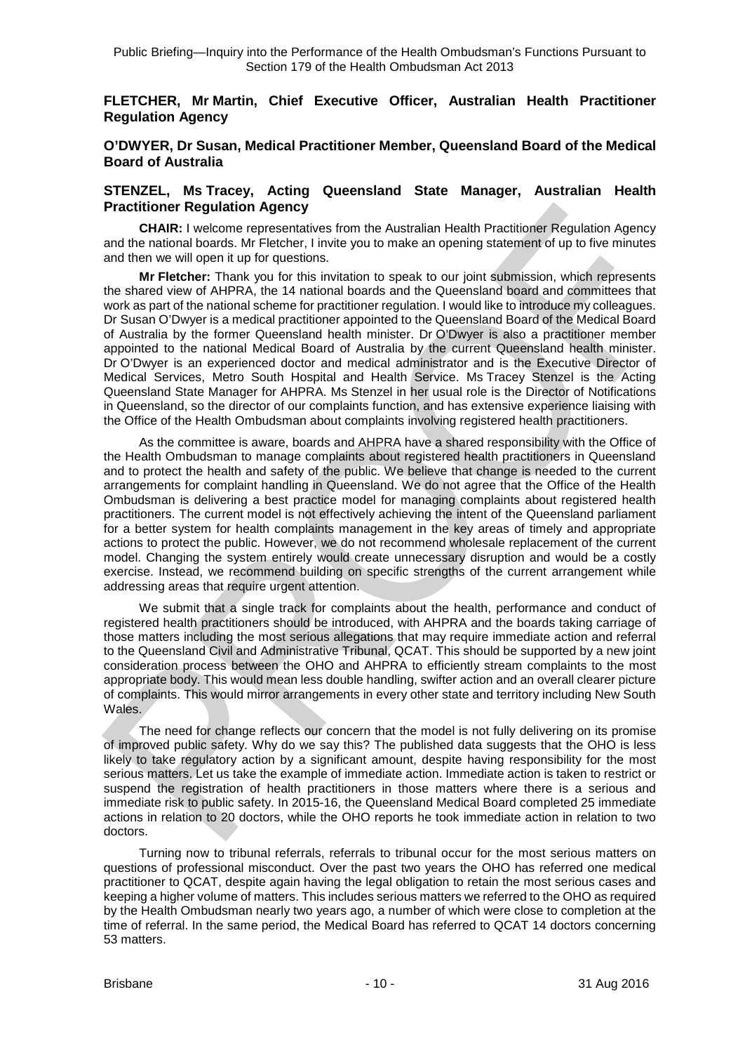**FLETCHER, Mr Martin, Chief Executive Officer, Australian Health Practitioner Regulation Agency**

**O'DWYER, Dr Susan, Medical Practitioner Member, Queensland Board of the Medical Board of Australia**

**STENZEL, Ms Tracey, Acting Queensland State Manager, Australian Health Practitioner Regulation Agency**

**CHAIR:** I welcome representatives from the Australian Health Practitioner Regulation Agency and the national boards. Mr Fletcher, I invite you to make an opening statement of up to five minutes and then we will open it up for questions.

**Mr Fletcher:** Thank you for this invitation to speak to our joint submission, which represents the shared view of AHPRA, the 14 national boards and the Queensland board and committees that work as part of the national scheme for practitioner regulation. I would like to introduce my colleagues. Dr Susan O'Dwyer is a medical practitioner appointed to the Queensland Board of the Medical Board of Australia by the former Queensland health minister. Dr O'Dwyer is also a practitioner member appointed to the national Medical Board of Australia by the current Queensland health minister. Dr O'Dwyer is an experienced doctor and medical administrator and is the Executive Director of Medical Services, Metro South Hospital and Health Service. Ms Tracey Stenzel is the Acting Queensland State Manager for AHPRA. Ms Stenzel in her usual role is the Director of Notifications in Queensland, so the director of our complaints function, and has extensive experience liaising with the Office of the Health Ombudsman about complaints involving registered health practitioners.

As the committee is aware, boards and AHPRA have a shared responsibility with the Office of the Health Ombudsman to manage complaints about registered health practitioners in Queensland and to protect the health and safety of the public. We believe that change is needed to the current arrangements for complaint handling in Queensland. We do not agree that the Office of the Health Ombudsman is delivering a best practice model for managing complaints about registered health practitioners. The current model is not effectively achieving the intent of the Queensland parliament for a better system for health complaints management in the key areas of timely and appropriate actions to protect the public. However, we do not recommend wholesale replacement of the current model. Changing the system entirely would create unnecessary disruption and would be a costly exercise. Instead, we recommend building on specific strengths of the current arrangement while addressing areas that require urgent attention.

We submit that a single track for complaints about the health, performance and conduct of registered health practitioners should be introduced, with AHPRA and the boards taking carriage of those matters including the most serious allegations that may require immediate action and referral to the Queensland Civil and Administrative Tribunal, QCAT. This should be supported by a new joint consideration process between the OHO and AHPRA to efficiently stream complaints to the most appropriate body. This would mean less double handling, swifter action and an overall clearer picture of complaints. This would mirror arrangements in every other state and territory including New South Wales.

The need for change reflects our concern that the model is not fully delivering on its promise of improved public safety. Why do we say this? The published data suggests that the OHO is less likely to take regulatory action by a significant amount, despite having responsibility for the most serious matters. Let us take the example of immediate action. Immediate action is taken to restrict or suspend the registration of health practitioners in those matters where there is a serious and immediate risk to public safety. In 2015-16, the Queensland Medical Board completed 25 immediate actions in relation to 20 doctors, while the OHO reports he took immediate action in relation to two doctors.

Turning now to tribunal referrals, referrals to tribunal occur for the most serious matters on questions of professional misconduct. Over the past two years the OHO has referred one medical practitioner to QCAT, despite again having the legal obligation to retain the most serious cases and keeping a higher volume of matters. This includes serious matters we referred to the OHO as required by the Health Ombudsman nearly two years ago, a number of which were close to completion at the time of referral. In the same period, the Medical Board has referred to QCAT 14 doctors concerning 53 matters.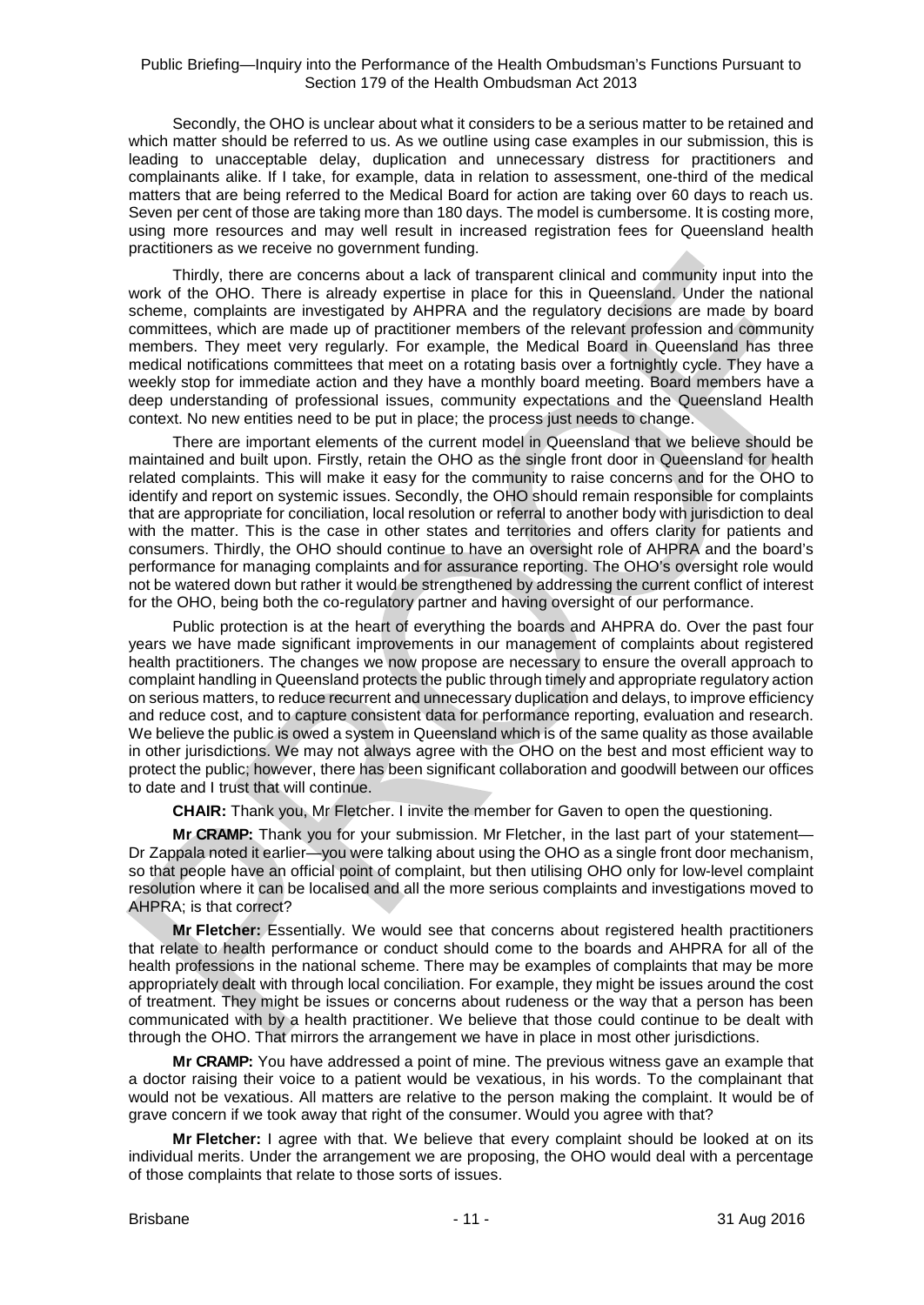Secondly, the OHO is unclear about what it considers to be a serious matter to be retained and which matter should be referred to us. As we outline using case examples in our submission, this is leading to unacceptable delay, duplication and unnecessary distress for practitioners and complainants alike. If I take, for example, data in relation to assessment, one-third of the medical matters that are being referred to the Medical Board for action are taking over 60 days to reach us. Seven per cent of those are taking more than 180 days. The model is cumbersome. It is costing more, using more resources and may well result in increased registration fees for Queensland health practitioners as we receive no government funding.

Thirdly, there are concerns about a lack of transparent clinical and community input into the work of the OHO. There is already expertise in place for this in Queensland. Under the national scheme, complaints are investigated by AHPRA and the regulatory decisions are made by board committees, which are made up of practitioner members of the relevant profession and community members. They meet very regularly. For example, the Medical Board in Queensland has three medical notifications committees that meet on a rotating basis over a fortnightly cycle. They have a weekly stop for immediate action and they have a monthly board meeting. Board members have a deep understanding of professional issues, community expectations and the Queensland Health context. No new entities need to be put in place; the process just needs to change.

There are important elements of the current model in Queensland that we believe should be maintained and built upon. Firstly, retain the OHO as the single front door in Queensland for health related complaints. This will make it easy for the community to raise concerns and for the OHO to identify and report on systemic issues. Secondly, the OHO should remain responsible for complaints that are appropriate for conciliation, local resolution or referral to another body with jurisdiction to deal with the matter. This is the case in other states and territories and offers clarity for patients and consumers. Thirdly, the OHO should continue to have an oversight role of AHPRA and the board's performance for managing complaints and for assurance reporting. The OHO's oversight role would not be watered down but rather it would be strengthened by addressing the current conflict of interest for the OHO, being both the co-regulatory partner and having oversight of our performance.

Public protection is at the heart of everything the boards and AHPRA do. Over the past four years we have made significant improvements in our management of complaints about registered health practitioners. The changes we now propose are necessary to ensure the overall approach to complaint handling in Queensland protects the public through timely and appropriate regulatory action on serious matters, to reduce recurrent and unnecessary duplication and delays, to improve efficiency and reduce cost, and to capture consistent data for performance reporting, evaluation and research. We believe the public is owed a system in Queensland which is of the same quality as those available in other jurisdictions. We may not always agree with the OHO on the best and most efficient way to protect the public; however, there has been significant collaboration and goodwill between our offices to date and I trust that will continue.

**CHAIR:** Thank you, Mr Fletcher. I invite the member for Gaven to open the questioning.

**Mr CRAMP:** Thank you for your submission. Mr Fletcher, in the last part of your statement—Dr Zappala noted it earlier—you were talking about using the OHO as a single front door mechanism, so that people have an official point of complaint, but then utilising OHO only for low-level complaint resolution where it can be localised and all the more serious complaints and investigations moved to AHPRA; is that correct?

**Mr Fletcher:** Essentially. We would see that concerns about registered health practitioners that relate to health performance or conduct should come to the boards and AHPRA for all of the health professions in the national scheme. There may be examples of complaints that may be more appropriately dealt with through local conciliation. For example, they might be issues around the cost of treatment. They might be issues or concerns about rudeness or the way that a person has been communicated with by a health practitioner. We believe that those could continue to be dealt with through the OHO. That mirrors the arrangement we have in place in most other jurisdictions.

**Mr CRAMP:** You have addressed a point of mine. The previous witness gave an example that a doctor raising their voice to a patient would be vexatious, in his words. To the complainant that would not be vexatious. All matters are relative to the person making the complaint. It would be of grave concern if we took away that right of the consumer. Would you agree with that?

**Mr Fletcher:** I agree with that. We believe that every complaint should be looked at on its individual merits. Under the arrangement we are proposing, the OHO would deal with a percentage of those complaints that relate to those sorts of issues.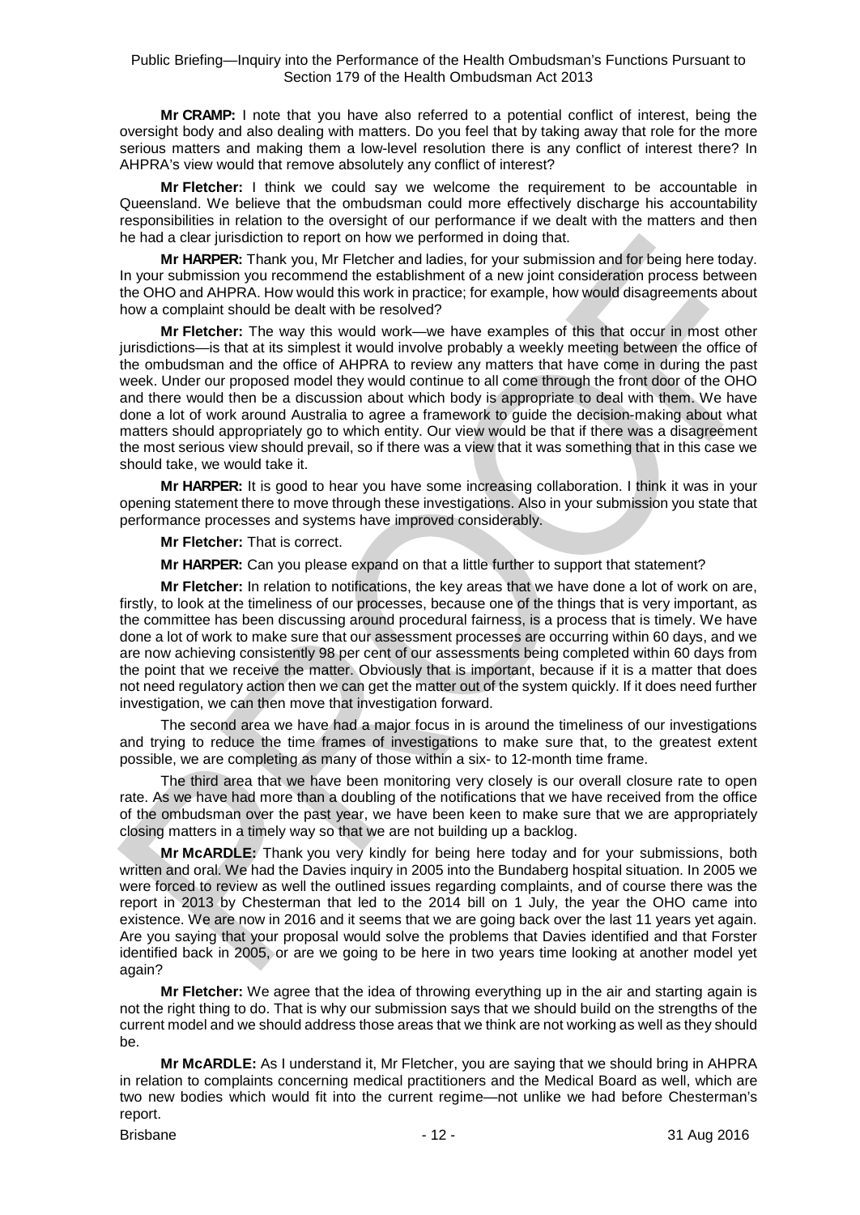**Mr CRAMP:** I note that you have also referred to a potential conflict of interest, being the oversight body and also dealing with matters. Do you feel that by taking away that role for the more serious matters and making them a low-level resolution there is any conflict of interest there? In AHPRA's view would that remove absolutely any conflict of interest?

**Mr Fletcher:** I think we could say we welcome the requirement to be accountable in Queensland. We believe that the ombudsman could more effectively discharge his accountability responsibilities in relation to the oversight of our performance if we dealt with the matters and then he had a clear jurisdiction to report on how we performed in doing that.

**Mr HARPER:** Thank you, Mr Fletcher and ladies, for your submission and for being here today. In your submission you recommend the establishment of a new joint consideration process between the OHO and AHPRA. How would this work in practice; for example, how would disagreements about how a complaint should be dealt with be resolved?

**Mr Fletcher:** The way this would work—we have examples of this that occur in most other jurisdictions—is that at its simplest it would involve probably a weekly meeting between the office of the ombudsman and the office of AHPRA to review any matters that have come in during the past week. Under our proposed model they would continue to all come through the front door of the OHO and there would then be a discussion about which body is appropriate to deal with them. We have done a lot of work around Australia to agree a framework to guide the decision-making about what matters should appropriately go to which entity. Our view would be that if there was a disagreement the most serious view should prevail, so if there was a view that it was something that in this case we should take, we would take it.

**Mr HARPER:** It is good to hear you have some increasing collaboration. I think it was in your opening statement there to move through these investigations. Also in your submission you state that performance processes and systems have improved considerably.

**Mr Fletcher:** That is correct.

**Mr HARPER:** Can you please expand on that a little further to support that statement?

**Mr Fletcher:** In relation to notifications, the key areas that we have done a lot of work on are, firstly, to look at the timeliness of our processes, because one of the things that is very important, as the committee has been discussing around procedural fairness, is a process that is timely. We have done a lot of work to make sure that our assessment processes are occurring within 60 days, and we are now achieving consistently 98 per cent of our assessments being completed within 60 days from the point that we receive the matter. Obviously that is important, because if it is a matter that does not need regulatory action then we can get the matter out of the system quickly. If it does need further investigation, we can then move that investigation forward.

The second area we have had a major focus in is around the timeliness of our investigations and trying to reduce the time frames of investigations to make sure that, to the greatest extent possible, we are completing as many of those within a six- to 12-month time frame.

The third area that we have been monitoring very closely is our overall closure rate to open rate. As we have had more than a doubling of the notifications that we have received from the office of the ombudsman over the past year, we have been keen to make sure that we are appropriately closing matters in a timely way so that we are not building up a backlog.

**Mr McARDLE:** Thank you very kindly for being here today and for your submissions, both written and oral. We had the Davies inquiry in 2005 into the Bundaberg hospital situation. In 2005 we were forced to review as well the outlined issues regarding complaints, and of course there was the report in 2013 by Chesterman that led to the 2014 bill on 1 July, the year the OHO came into existence. We are now in 2016 and it seems that we are going back over the last 11 years yet again. Are you saying that your proposal would solve the problems that Davies identified and that Forster identified back in 2005, or are we going to be here in two years time looking at another model yet again?

**Mr Fletcher:** We agree that the idea of throwing everything up in the air and starting again is not the right thing to do. That is why our submission says that we should build on the strengths of the current model and we should address those areas that we think are not working as well as they should be.

**Mr McARDLE:** As I understand it, Mr Fletcher, you are saying that we should bring in AHPRA in relation to complaints concerning medical practitioners and the Medical Board as well, which are two new bodies which would fit into the current regime—not unlike we had before Chesterman's report.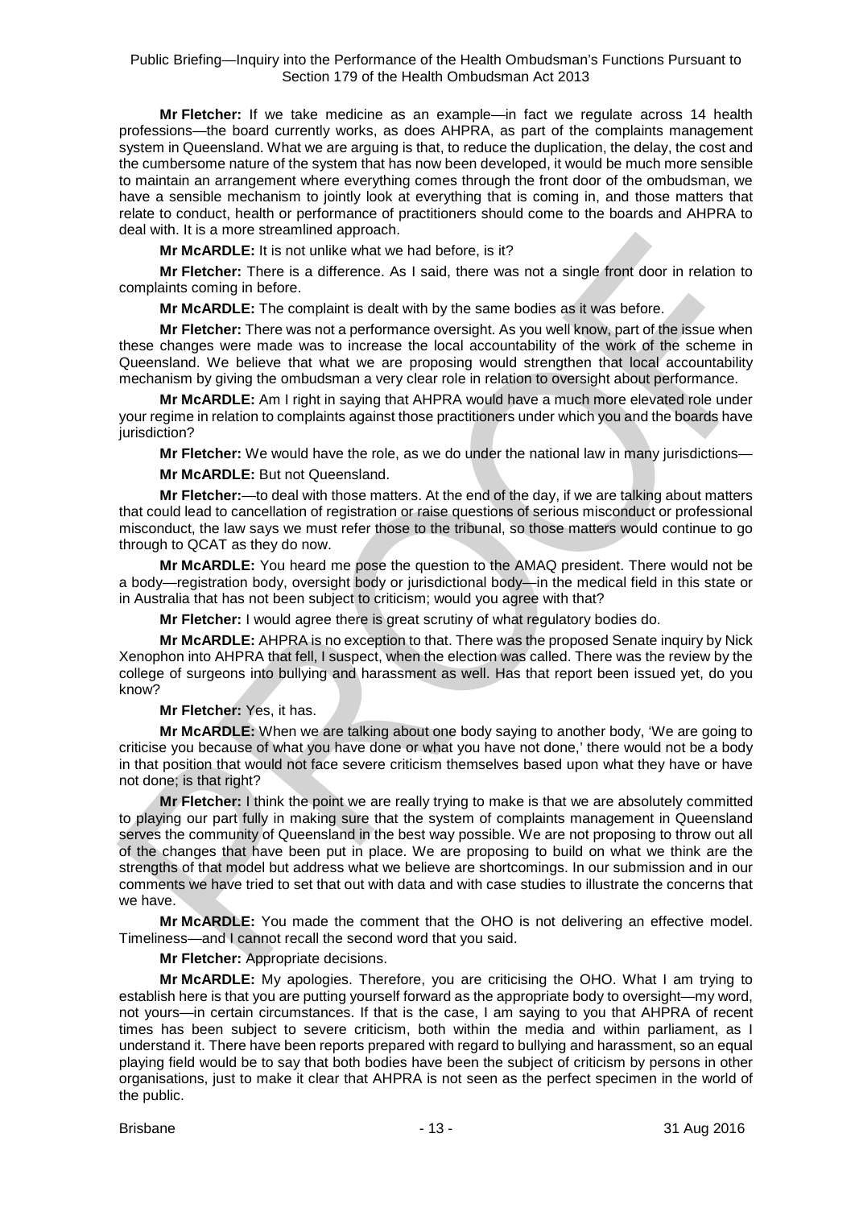**Mr Fletcher:** If we take medicine as an example—in fact we regulate across 14 health professions—the board currently works, as does AHPRA, as part of the complaints management system in Queensland. What we are arguing is that, to reduce the duplication, the delay, the cost and the cumbersome nature of the system that has now been developed, it would be much more sensible to maintain an arrangement where everything comes through the front door of the ombudsman, we have a sensible mechanism to jointly look at everything that is coming in, and those matters that relate to conduct, health or performance of practitioners should come to the boards and AHPRA to deal with. It is a more streamlined approach.

**Mr McARDLE:** It is not unlike what we had before, is it?

**Mr Fletcher:** There is a difference. As I said, there was not a single front door in relation to complaints coming in before.

**Mr McARDLE:** The complaint is dealt with by the same bodies as it was before.

**Mr Fletcher:** There was not a performance oversight. As you well know, part of the issue when these changes were made was to increase the local accountability of the work of the scheme in Queensland. We believe that what we are proposing would strengthen that local accountability mechanism by giving the ombudsman a very clear role in relation to oversight about performance.

**Mr McARDLE:** Am I right in saying that AHPRA would have a much more elevated role under your regime in relation to complaints against those practitioners under which you and the boards have jurisdiction?

**Mr Fletcher:** We would have the role, as we do under the national law in many jurisdictions—

**Mr McARDLE:** But not Queensland.

**Mr Fletcher:**—to deal with those matters. At the end of the day, if we are talking about matters that could lead to cancellation of registration or raise questions of serious misconduct or professional misconduct, the law says we must refer those to the tribunal, so those matters would continue to go through to QCAT as they do now.

**Mr McARDLE:** You heard me pose the question to the AMAQ president. There would not be a body—registration body, oversight body or jurisdictional body—in the medical field in this state or in Australia that has not been subject to criticism; would you agree with that?

**Mr Fletcher:** I would agree there is great scrutiny of what regulatory bodies do.

**Mr McARDLE:** AHPRA is no exception to that. There was the proposed Senate inquiry by Nick Xenophon into AHPRA that fell, I suspect, when the election was called. There was the review by the college of surgeons into bullying and harassment as well. Has that report been issued yet, do you know?

**Mr Fletcher:** Yes, it has.

**Mr McARDLE:** When we are talking about one body saying to another body, 'We are going to criticise you because of what you have done or what you have not done,' there would not be a body in that position that would not face severe criticism themselves based upon what they have or have not done; is that right?

**Mr Fletcher:** I think the point we are really trying to make is that we are absolutely committed to playing our part fully in making sure that the system of complaints management in Queensland serves the community of Queensland in the best way possible. We are not proposing to throw out all of the changes that have been put in place. We are proposing to build on what we think are the strengths of that model but address what we believe are shortcomings. In our submission and in our comments we have tried to set that out with data and with case studies to illustrate the concerns that we have.

**Mr McARDLE:** You made the comment that the OHO is not delivering an effective model. Timeliness—and I cannot recall the second word that you said.

**Mr Fletcher:** Appropriate decisions.

**Mr McARDLE:** My apologies. Therefore, you are criticising the OHO. What I am trying to establish here is that you are putting yourself forward as the appropriate body to oversight—my word, not yours—in certain circumstances. If that is the case, I am saying to you that AHPRA of recent times has been subject to severe criticism, both within the media and within parliament, as I understand it. There have been reports prepared with regard to bullying and harassment, so an equal playing field would be to say that both bodies have been the subject of criticism by persons in other organisations, just to make it clear that AHPRA is not seen as the perfect specimen in the world of the public.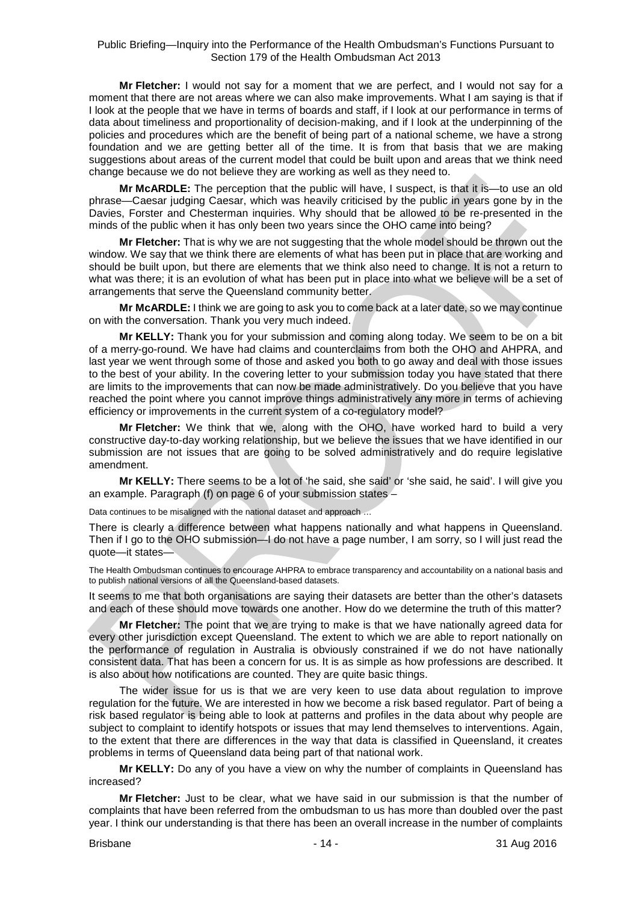**Mr Fletcher:** I would not say for a moment that we are perfect, and I would not say for a moment that there are not areas where we can also make improvements. What I am saying is that if I look at the people that we have in terms of boards and staff, if I look at our performance in terms of data about timeliness and proportionality of decision-making, and if I look at the underpinning of the policies and procedures which are the benefit of being part of a national scheme, we have a strong foundation and we are getting better all of the time. It is from that basis that we are making suggestions about areas of the current model that could be built upon and areas that we think need change because we do not believe they are working as well as they need to.

**Mr McARDLE:** The perception that the public will have, I suspect, is that it is—to use an old phrase—Caesar judging Caesar, which was heavily criticised by the public in years gone by in the Davies, Forster and Chesterman inquiries. Why should that be allowed to be re-presented in the minds of the public when it has only been two years since the OHO came into being?

**Mr Fletcher:** That is why we are not suggesting that the whole model should be thrown out the window. We say that we think there are elements of what has been put in place that are working and should be built upon, but there are elements that we think also need to change. It is not a return to what was there; it is an evolution of what has been put in place into what we believe will be a set of arrangements that serve the Queensland community better.

**Mr McARDLE:** I think we are going to ask you to come back at a later date, so we may continue on with the conversation. Thank you very much indeed.

**Mr KELLY:** Thank you for your submission and coming along today. We seem to be on a bit of a merry-go-round. We have had claims and counterclaims from both the OHO and AHPRA, and last year we went through some of those and asked you both to go away and deal with those issues to the best of your ability. In the covering letter to your submission today you have stated that there are limits to the improvements that can now be made administratively. Do you believe that you have reached the point where you cannot improve things administratively any more in terms of achieving efficiency or improvements in the current system of a co-regulatory model?

**Mr Fletcher:** We think that we, along with the OHO, have worked hard to build a very constructive day-to-day working relationship, but we believe the issues that we have identified in our submission are not issues that are going to be solved administratively and do require legislative amendment.

**Mr KELLY:** There seems to be a lot of 'he said, she said' or 'she said, he said'. I will give you an example. Paragraph (f) on page 6 of your submission states –

Data continues to be misaligned with the national dataset and approach …

There is clearly a difference between what happens nationally and what happens in Queensland. Then if I go to the OHO submission—I do not have a page number, I am sorry, so I will just read the quote—it states—

The Health Ombudsman continues to encourage AHPRA to embrace transparency and accountability on a national basis and to publish national versions of all the Queensland-based datasets.

It seems to me that both organisations are saying their datasets are better than the other's datasets and each of these should move towards one another. How do we determine the truth of this matter?

**Mr Fletcher:** The point that we are trying to make is that we have nationally agreed data for every other jurisdiction except Queensland. The extent to which we are able to report nationally on the performance of regulation in Australia is obviously constrained if we do not have nationally consistent data. That has been a concern for us. It is as simple as how professions are described. It is also about how notifications are counted. They are quite basic things.

The wider issue for us is that we are very keen to use data about regulation to improve regulation for the future. We are interested in how we become a risk based regulator. Part of being a risk based regulator is being able to look at patterns and profiles in the data about why people are subject to complaint to identify hotspots or issues that may lend themselves to interventions. Again, to the extent that there are differences in the way that data is classified in Queensland, it creates problems in terms of Queensland data being part of that national work.

**Mr KELLY:** Do any of you have a view on why the number of complaints in Queensland has increased?

**Mr Fletcher:** Just to be clear, what we have said in our submission is that the number of complaints that have been referred from the ombudsman to us has more than doubled over the past year. I think our understanding is that there has been an overall increase in the number of complaints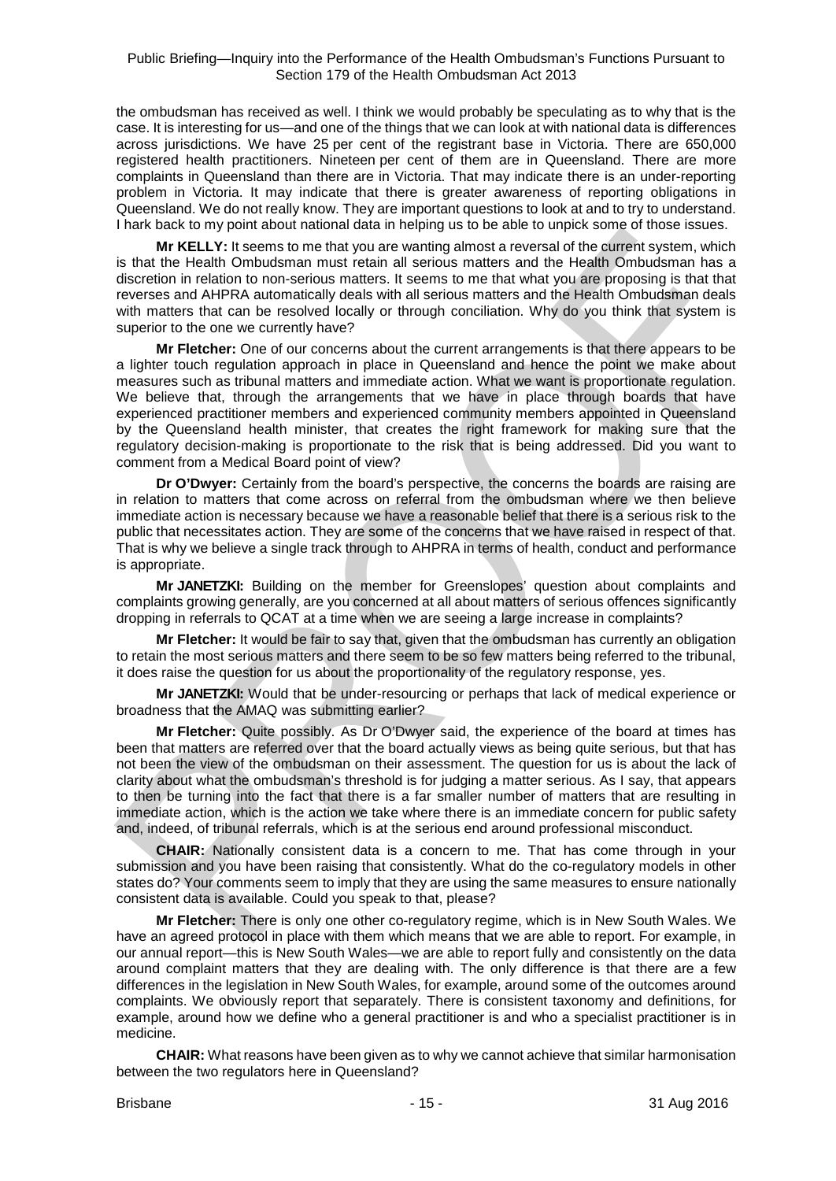the ombudsman has received as well. I think we would probably be speculating as to why that is the case. It is interesting for us—and one of the things that we can look at with national data is differences across jurisdictions. We have 25 per cent of the registrant base in Victoria. There are 650,000 registered health practitioners. Nineteen per cent of them are in Queensland. There are more complaints in Queensland than there are in Victoria. That may indicate there is an under-reporting problem in Victoria. It may indicate that there is greater awareness of reporting obligations in Queensland. We do not really know. They are important questions to look at and to try to understand. I hark back to my point about national data in helping us to be able to unpick some of those issues.

**Mr KELLY:** It seems to me that you are wanting almost a reversal of the current system, which is that the Health Ombudsman must retain all serious matters and the Health Ombudsman has a discretion in relation to non-serious matters. It seems to me that what you are proposing is that that reverses and AHPRA automatically deals with all serious matters and the Health Ombudsman deals with matters that can be resolved locally or through conciliation. Why do you think that system is superior to the one we currently have?

**Mr Fletcher:** One of our concerns about the current arrangements is that there appears to be a lighter touch regulation approach in place in Queensland and hence the point we make about measures such as tribunal matters and immediate action. What we want is proportionate regulation. We believe that, through the arrangements that we have in place through boards that have experienced practitioner members and experienced community members appointed in Queensland by the Queensland health minister, that creates the right framework for making sure that the regulatory decision-making is proportionate to the risk that is being addressed. Did you want to comment from a Medical Board point of view?

**Dr O'Dwyer:** Certainly from the board's perspective, the concerns the boards are raising are in relation to matters that come across on referral from the ombudsman where we then believe immediate action is necessary because we have a reasonable belief that there is a serious risk to the public that necessitates action. They are some of the concerns that we have raised in respect of that. That is why we believe a single track through to AHPRA in terms of health, conduct and performance is appropriate.

**Mr JANETZKI:** Building on the member for Greenslopes' question about complaints and complaints growing generally, are you concerned at all about matters of serious offences significantly dropping in referrals to QCAT at a time when we are seeing a large increase in complaints?

**Mr Fletcher:** It would be fair to say that, given that the ombudsman has currently an obligation to retain the most serious matters and there seem to be so few matters being referred to the tribunal, it does raise the question for us about the proportionality of the regulatory response, yes.

**Mr JANETZKI:** Would that be under-resourcing or perhaps that lack of medical experience or broadness that the AMAQ was submitting earlier?

**Mr Fletcher:** Quite possibly. As Dr O'Dwyer said, the experience of the board at times has been that matters are referred over that the board actually views as being quite serious, but that has not been the view of the ombudsman on their assessment. The question for us is about the lack of clarity about what the ombudsman's threshold is for judging a matter serious. As I say, that appears to then be turning into the fact that there is a far smaller number of matters that are resulting in immediate action, which is the action we take where there is an immediate concern for public safety and, indeed, of tribunal referrals, which is at the serious end around professional misconduct.

**CHAIR:** Nationally consistent data is a concern to me. That has come through in your submission and you have been raising that consistently. What do the co-regulatory models in other states do? Your comments seem to imply that they are using the same measures to ensure nationally consistent data is available. Could you speak to that, please?

**Mr Fletcher:** There is only one other co-regulatory regime, which is in New South Wales. We have an agreed protocol in place with them which means that we are able to report. For example, in our annual report—this is New South Wales—we are able to report fully and consistently on the data around complaint matters that they are dealing with. The only difference is that there are a few differences in the legislation in New South Wales, for example, around some of the outcomes around complaints. We obviously report that separately. There is consistent taxonomy and definitions, for example, around how we define who a general practitioner is and who a specialist practitioner is in medicine.

**CHAIR:** What reasons have been given as to why we cannot achieve that similar harmonisation between the two regulators here in Queensland?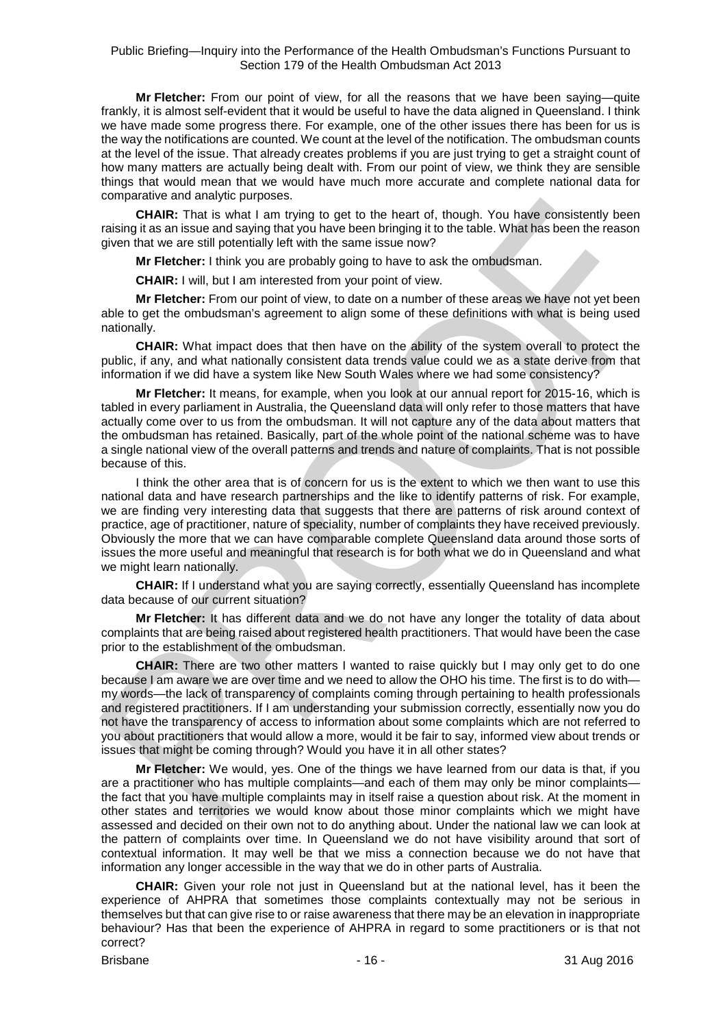**Mr Fletcher:** From our point of view, for all the reasons that we have been saying—quite frankly, it is almost self-evident that it would be useful to have the data aligned in Queensland. I think we have made some progress there. For example, one of the other issues there has been for us is the way the notifications are counted. We count at the level of the notification. The ombudsman counts at the level of the issue. That already creates problems if you are just trying to get a straight count of how many matters are actually being dealt with. From our point of view, we think they are sensible things that would mean that we would have much more accurate and complete national data for comparative and analytic purposes.

**CHAIR:** That is what I am trying to get to the heart of, though. You have consistently been raising it as an issue and saying that you have been bringing it to the table. What has been the reason given that we are still potentially left with the same issue now?

**Mr Fletcher:** I think you are probably going to have to ask the ombudsman.

**CHAIR:** I will, but I am interested from your point of view.

**Mr Fletcher:** From our point of view, to date on a number of these areas we have not yet been able to get the ombudsman's agreement to align some of these definitions with what is being used nationally.

**CHAIR:** What impact does that then have on the ability of the system overall to protect the public, if any, and what nationally consistent data trends value could we as a state derive from that information if we did have a system like New South Wales where we had some consistency?

**Mr Fletcher:** It means, for example, when you look at our annual report for 2015-16, which is tabled in every parliament in Australia, the Queensland data will only refer to those matters that have actually come over to us from the ombudsman. It will not capture any of the data about matters that the ombudsman has retained. Basically, part of the whole point of the national scheme was to have a single national view of the overall patterns and trends and nature of complaints. That is not possible because of this.

I think the other area that is of concern for us is the extent to which we then want to use this national data and have research partnerships and the like to identify patterns of risk. For example, we are finding very interesting data that suggests that there are patterns of risk around context of practice, age of practitioner, nature of speciality, number of complaints they have received previously. Obviously the more that we can have comparable complete Queensland data around those sorts of issues the more useful and meaningful that research is for both what we do in Queensland and what we might learn nationally.

**CHAIR:** If I understand what you are saying correctly, essentially Queensland has incomplete data because of our current situation?

**Mr Fletcher:** It has different data and we do not have any longer the totality of data about complaints that are being raised about registered health practitioners. That would have been the case prior to the establishment of the ombudsman.

**CHAIR:** There are two other matters I wanted to raise quickly but I may only get to do one because I am aware we are over time and we need to allow the OHO his time. The first is to do with—my words—the lack of transparency of complaints coming through pertaining to health professionals and registered practitioners. If I am understanding your submission correctly, essentially now you do not have the transparency of access to information about some complaints which are not referred to you about practitioners that would allow a more, would it be fair to say, informed view about trends or issues that might be coming through? Would you have it in all other states?

**Mr Fletcher:** We would, yes. One of the things we have learned from our data is that, if you are a practitioner who has multiple complaints—and each of them may only be minor complaints—the fact that you have multiple complaints may in itself raise a question about risk. At the moment in other states and territories we would know about those minor complaints which we might have assessed and decided on their own not to do anything about. Under the national law we can look at the pattern of complaints over time. In Queensland we do not have visibility around that sort of contextual information. It may well be that we miss a connection because we do not have that information any longer accessible in the way that we do in other parts of Australia.

**CHAIR:** Given your role not just in Queensland but at the national level, has it been the experience of AHPRA that sometimes those complaints contextually may not be serious in themselves but that can give rise to or raise awareness that there may be an elevation in inappropriate behaviour? Has that been the experience of AHPRA in regard to some practitioners or is that not correct?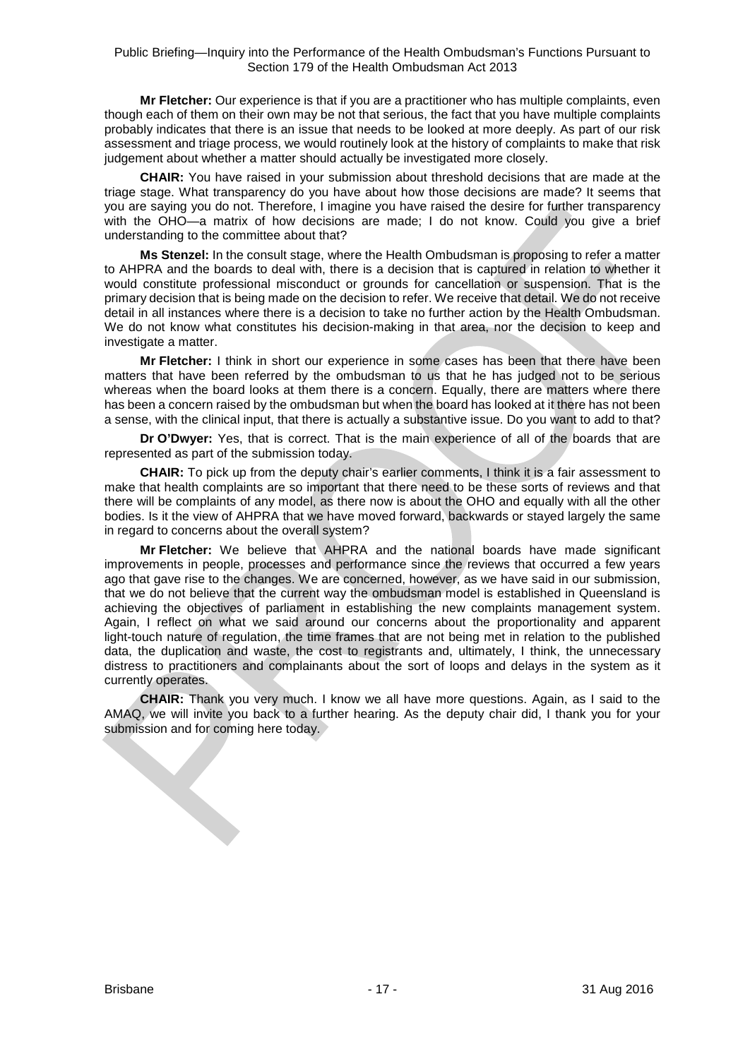**Mr Fletcher:** Our experience is that if you are a practitioner who has multiple complaints, even though each of them on their own may be not that serious, the fact that you have multiple complaints probably indicates that there is an issue that needs to be looked at more deeply. As part of our risk assessment and triage process, we would routinely look at the history of complaints to make that risk judgement about whether a matter should actually be investigated more closely.

**CHAIR:** You have raised in your submission about threshold decisions that are made at the triage stage. What transparency do you have about how those decisions are made? It seems that you are saying you do not. Therefore, I imagine you have raised the desire for further transparency with the OHO—a matrix of how decisions are made; I do not know. Could you give a brief understanding to the committee about that?

**Ms Stenzel:** In the consult stage, where the Health Ombudsman is proposing to refer a matter to AHPRA and the boards to deal with, there is a decision that is captured in relation to whether it would constitute professional misconduct or grounds for cancellation or suspension. That is the primary decision that is being made on the decision to refer. We receive that detail. We do not receive detail in all instances where there is a decision to take no further action by the Health Ombudsman. We do not know what constitutes his decision-making in that area, nor the decision to keep and investigate a matter.

**Mr Fletcher:** I think in short our experience in some cases has been that there have been matters that have been referred by the ombudsman to us that he has judged not to be serious whereas when the board looks at them there is a concern. Equally, there are matters where there has been a concern raised by the ombudsman but when the board has looked at it there has not been a sense, with the clinical input, that there is actually a substantive issue. Do you want to add to that?

**Dr O'Dwyer:** Yes, that is correct. That is the main experience of all of the boards that are represented as part of the submission today.

**CHAIR:** To pick up from the deputy chair's earlier comments, I think it is a fair assessment to make that health complaints are so important that there need to be these sorts of reviews and that there will be complaints of any model, as there now is about the OHO and equally with all the other bodies. Is it the view of AHPRA that we have moved forward, backwards or stayed largely the same in regard to concerns about the overall system?

**Mr Fletcher:** We believe that AHPRA and the national boards have made significant improvements in people, processes and performance since the reviews that occurred a few years ago that gave rise to the changes. We are concerned, however, as we have said in our submission, that we do not believe that the current way the ombudsman model is established in Queensland is achieving the objectives of parliament in establishing the new complaints management system. Again, I reflect on what we said around our concerns about the proportionality and apparent light-touch nature of regulation, the time frames that are not being met in relation to the published data, the duplication and waste, the cost to registrants and, ultimately, I think, the unnecessary distress to practitioners and complainants about the sort of loops and delays in the system as it currently operates.

**CHAIR:** Thank you very much. I know we all have more questions. Again, as I said to the AMAQ, we will invite you back to a further hearing. As the deputy chair did, I thank you for your submission and for coming here today.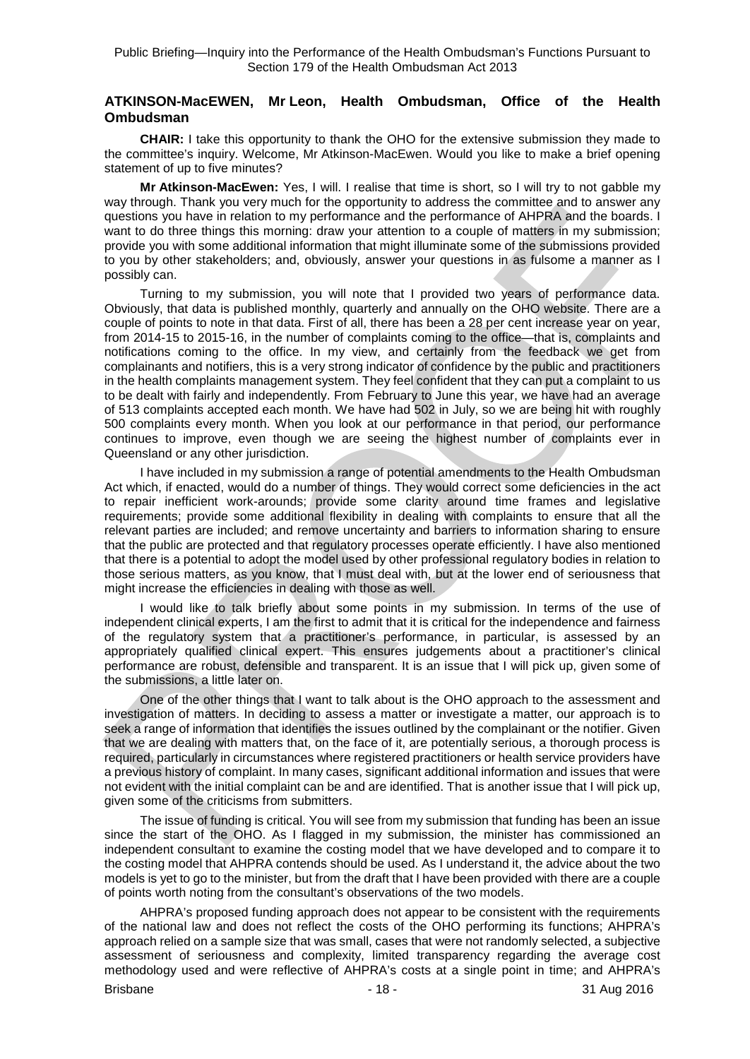**ATKINSON-MacEWEN, Mr Leon, Health Ombudsman, Office of the Health Ombudsman**

**CHAIR:** I take this opportunity to thank the OHO for the extensive submission they made to the committee's inquiry. Welcome, Mr Atkinson-MacEwen. Would you like to make a brief opening statement of up to five minutes?

**Mr Atkinson-MacEwen:** Yes, I will. I realise that time is short, so I will try to not gabble my way through. Thank you very much for the opportunity to address the committee and to answer any questions you have in relation to my performance and the performance of AHPRA and the boards. I want to do three things this morning: draw your attention to a couple of matters in my submission; provide you with some additional information that might illuminate some of the submissions provided to you by other stakeholders; and, obviously, answer your questions in as fulsome a manner as I possibly can.

Turning to my submission, you will note that I provided two years of performance data. Obviously, that data is published monthly, quarterly and annually on the OHO website. There are a couple of points to note in that data. First of all, there has been a 28 per cent increase year on year, from 2014-15 to 2015-16, in the number of complaints coming to the office—that is, complaints and notifications coming to the office. In my view, and certainly from the feedback we get from complainants and notifiers, this is a very strong indicator of confidence by the public and practitioners in the health complaints management system. They feel confident that they can put a complaint to us to be dealt with fairly and independently. From February to June this year, we have had an average of 513 complaints accepted each month. We have had 502 in July, so we are being hit with roughly 500 complaints every month. When you look at our performance in that period, our performance continues to improve, even though we are seeing the highest number of complaints ever in Queensland or any other jurisdiction.

I have included in my submission a range of potential amendments to the Health Ombudsman Act which, if enacted, would do a number of things. They would correct some deficiencies in the act to repair inefficient work-arounds; provide some clarity around time frames and legislative requirements; provide some additional flexibility in dealing with complaints to ensure that all the relevant parties are included; and remove uncertainty and barriers to information sharing to ensure that the public are protected and that regulatory processes operate efficiently. I have also mentioned that there is a potential to adopt the model used by other professional regulatory bodies in relation to those serious matters, as you know, that I must deal with, but at the lower end of seriousness that might increase the efficiencies in dealing with those as well.

I would like to talk briefly about some points in my submission. In terms of the use of independent clinical experts, I am the first to admit that it is critical for the independence and fairness of the regulatory system that a practitioner's performance, in particular, is assessed by an appropriately qualified clinical expert. This ensures judgements about a practitioner's clinical performance are robust, defensible and transparent. It is an issue that I will pick up, given some of the submissions, a little later on.

One of the other things that I want to talk about is the OHO approach to the assessment and investigation of matters. In deciding to assess a matter or investigate a matter, our approach is to seek a range of information that identifies the issues outlined by the complainant or the notifier. Given that we are dealing with matters that, on the face of it, are potentially serious, a thorough process is required, particularly in circumstances where registered practitioners or health service providers have a previous history of complaint. In many cases, significant additional information and issues that were not evident with the initial complaint can be and are identified. That is another issue that I will pick up, given some of the criticisms from submitters.

The issue of funding is critical. You will see from my submission that funding has been an issue since the start of the OHO. As I flagged in my submission, the minister has commissioned an independent consultant to examine the costing model that we have developed and to compare it to the costing model that AHPRA contends should be used. As I understand it, the advice about the two models is yet to go to the minister, but from the draft that I have been provided with there are a couple of points worth noting from the consultant's observations of the two models.

AHPRA's proposed funding approach does not appear to be consistent with the requirements of the national law and does not reflect the costs of the OHO performing its functions; AHPRA's approach relied on a sample size that was small, cases that were not randomly selected, a subjective assessment of seriousness and complexity, limited transparency regarding the average cost methodology used and were reflective of AHPRA's costs at a single point in time; and AHPRA's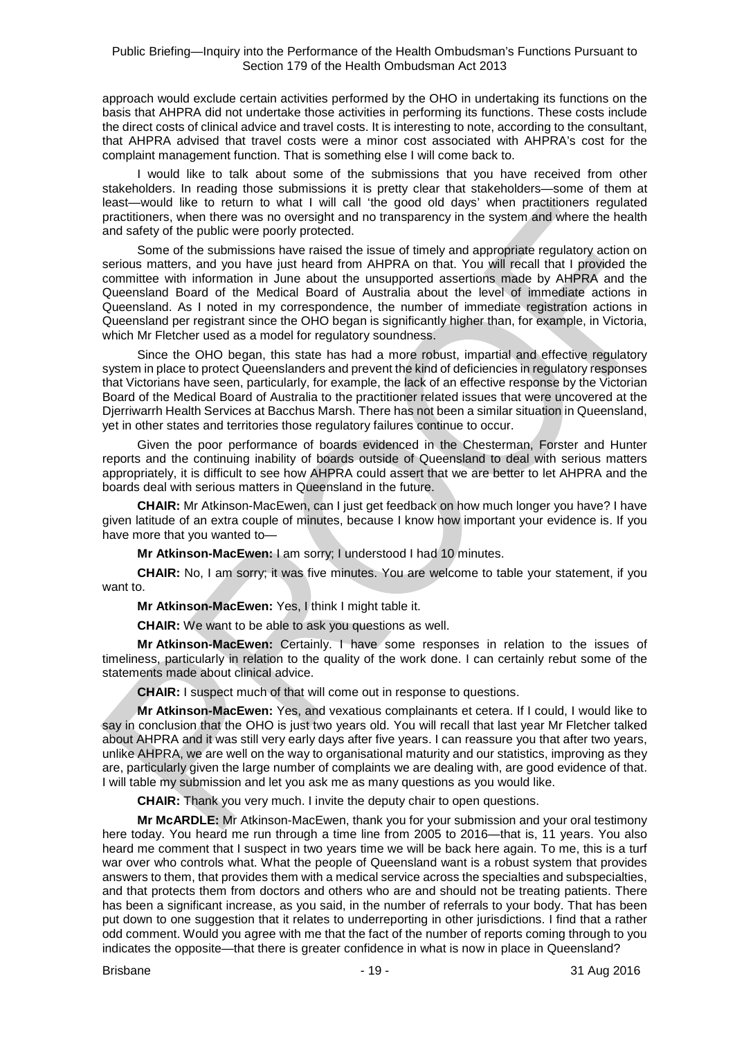approach would exclude certain activities performed by the OHO in undertaking its functions on the basis that AHPRA did not undertake those activities in performing its functions. These costs include the direct costs of clinical advice and travel costs. It is interesting to note, according to the consultant, that AHPRA advised that travel costs were a minor cost associated with AHPRA's cost for the complaint management function. That is something else I will come back to.

I would like to talk about some of the submissions that you have received from other stakeholders. In reading those submissions it is pretty clear that stakeholders—some of them at least—would like to return to what I will call 'the good old days' when practitioners regulated practitioners, when there was no oversight and no transparency in the system and where the health and safety of the public were poorly protected.

Some of the submissions have raised the issue of timely and appropriate regulatory action on serious matters, and you have just heard from AHPRA on that. You will recall that I provided the committee with information in June about the unsupported assertions made by AHPRA and the Queensland Board of the Medical Board of Australia about the level of immediate actions in Queensland. As I noted in my correspondence, the number of immediate registration actions in Queensland per registrant since the OHO began is significantly higher than, for example, in Victoria, which Mr Fletcher used as a model for regulatory soundness.

Since the OHO began, this state has had a more robust, impartial and effective regulatory system in place to protect Queenslanders and prevent the kind of deficiencies in regulatory responses that Victorians have seen, particularly, for example, the lack of an effective response by the Victorian Board of the Medical Board of Australia to the practitioner related issues that were uncovered at the Djerriwarrh Health Services at Bacchus Marsh. There has not been a similar situation in Queensland, yet in other states and territories those regulatory failures continue to occur.

Given the poor performance of boards evidenced in the Chesterman, Forster and Hunter reports and the continuing inability of boards outside of Queensland to deal with serious matters appropriately, it is difficult to see how AHPRA could assert that we are better to let AHPRA and the boards deal with serious matters in Queensland in the future.

**CHAIR:** Mr Atkinson-MacEwen, can I just get feedback on how much longer you have? I have given latitude of an extra couple of minutes, because I know how important your evidence is. If you have more that you wanted to—

**Mr Atkinson-MacEwen:** I am sorry; I understood I had 10 minutes.

**CHAIR:** No, I am sorry; it was five minutes. You are welcome to table your statement, if you want to.

**Mr Atkinson-MacEwen:** Yes, I think I might table it.

**CHAIR:** We want to be able to ask you questions as well.

**Mr Atkinson-MacEwen:** Certainly. I have some responses in relation to the issues of timeliness, particularly in relation to the quality of the work done. I can certainly rebut some of the statements made about clinical advice.

**CHAIR:** I suspect much of that will come out in response to questions.

**Mr Atkinson-MacEwen:** Yes, and vexatious complainants et cetera. If I could, I would like to say in conclusion that the OHO is just two years old. You will recall that last year Mr Fletcher talked about AHPRA and it was still very early days after five years. I can reassure you that after two years, unlike AHPRA, we are well on the way to organisational maturity and our statistics, improving as they are, particularly given the large number of complaints we are dealing with, are good evidence of that. I will table my submission and let you ask me as many questions as you would like.

**CHAIR:** Thank you very much. I invite the deputy chair to open questions.

**Mr McARDLE:** Mr Atkinson-MacEwen, thank you for your submission and your oral testimony here today. You heard me run through a time line from 2005 to 2016—that is, 11 years. You also heard me comment that I suspect in two years time we will be back here again. To me, this is a turf war over who controls what. What the people of Queensland want is a robust system that provides answers to them, that provides them with a medical service across the specialties and subspecialties, and that protects them from doctors and others who are and should not be treating patients. There has been a significant increase, as you said, in the number of referrals to your body. That has been put down to one suggestion that it relates to underreporting in other jurisdictions. I find that a rather odd comment. Would you agree with me that the fact of the number of reports coming through to you indicates the opposite—that there is greater confidence in what is now in place in Queensland?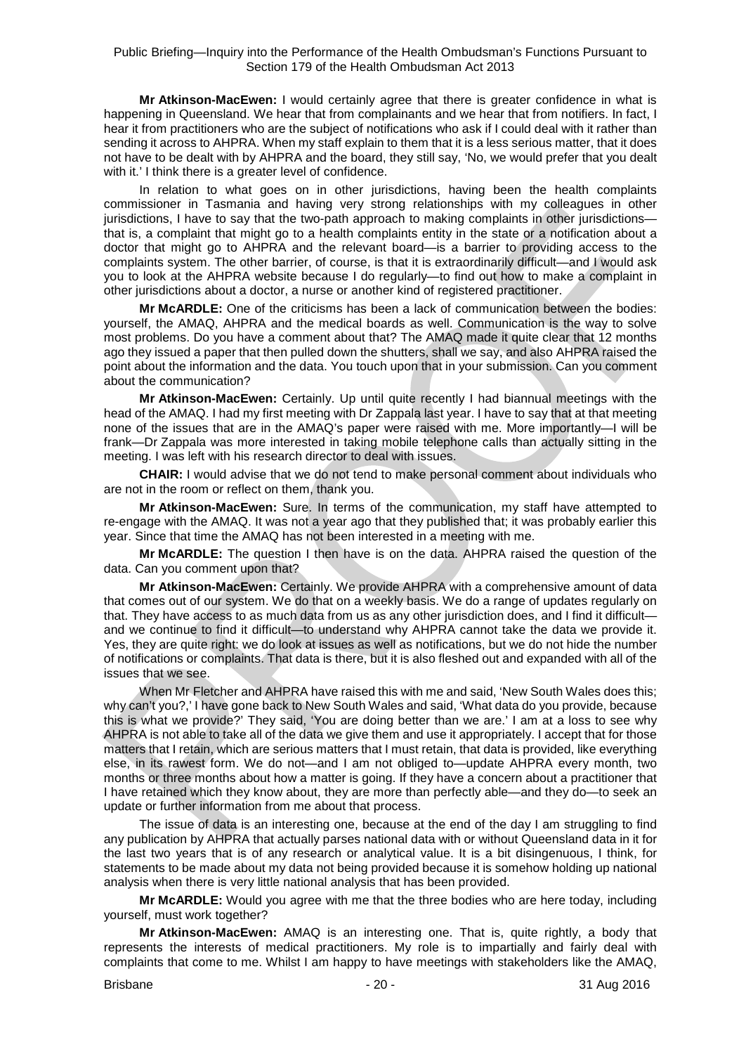**Mr Atkinson-MacEwen:** I would certainly agree that there is greater confidence in what is happening in Queensland. We hear that from complainants and we hear that from notifiers. In fact, I hear it from practitioners who are the subject of notifications who ask if I could deal with it rather than sending it across to AHPRA. When my staff explain to them that it is a less serious matter, that it does not have to be dealt with by AHPRA and the board, they still say, 'No, we would prefer that you dealt with it.' I think there is a greater level of confidence.

In relation to what goes on in other jurisdictions, having been the health complaints commissioner in Tasmania and having very strong relationships with my colleagues in other jurisdictions, I have to say that the two-path approach to making complaints in other jurisdictions—that is, a complaint that might go to a health complaints entity in the state or a notification about a doctor that might go to AHPRA and the relevant board—is a barrier to providing access to the complaints system. The other barrier, of course, is that it is extraordinarily difficult—and I would ask you to look at the AHPRA website because I do regularly—to find out how to make a complaint in other jurisdictions about a doctor, a nurse or another kind of registered practitioner.

**Mr McARDLE:** One of the criticisms has been a lack of communication between the bodies: yourself, the AMAQ, AHPRA and the medical boards as well. Communication is the way to solve most problems. Do you have a comment about that? The AMAQ made it quite clear that 12 months ago they issued a paper that then pulled down the shutters, shall we say, and also AHPRA raised the point about the information and the data. You touch upon that in your submission. Can you comment about the communication?

**Mr Atkinson-MacEwen:** Certainly. Up until quite recently I had biannual meetings with the head of the AMAQ. I had my first meeting with Dr Zappala last year. I have to say that at that meeting none of the issues that are in the AMAQ's paper were raised with me. More importantly—I will be frank—Dr Zappala was more interested in taking mobile telephone calls than actually sitting in the meeting. I was left with his research director to deal with issues.

**CHAIR:** I would advise that we do not tend to make personal comment about individuals who are not in the room or reflect on them, thank you.

**Mr Atkinson-MacEwen:** Sure. In terms of the communication, my staff have attempted to re-engage with the AMAQ. It was not a year ago that they published that; it was probably earlier this year. Since that time the AMAQ has not been interested in a meeting with me.

**Mr McARDLE:** The question I then have is on the data. AHPRA raised the question of the data. Can you comment upon that?

**Mr Atkinson-MacEwen:** Certainly. We provide AHPRA with a comprehensive amount of data that comes out of our system. We do that on a weekly basis. We do a range of updates regularly on that. They have access to as much data from us as any other jurisdiction does, and I find it difficult—and we continue to find it difficult—to understand why AHPRA cannot take the data we provide it. Yes, they are quite right: we do look at issues as well as notifications, but we do not hide the number of notifications or complaints. That data is there, but it is also fleshed out and expanded with all of the issues that we see.

When Mr Fletcher and AHPRA have raised this with me and said, 'New South Wales does this; why can't you?,' I have gone back to New South Wales and said, 'What data do you provide, because this is what we provide?' They said, 'You are doing better than we are.' I am at a loss to see why AHPRA is not able to take all of the data we give them and use it appropriately. I accept that for those matters that I retain, which are serious matters that I must retain, that data is provided, like everything else, in its rawest form. We do not—and I am not obliged to—update AHPRA every month, two months or three months about how a matter is going. If they have a concern about a practitioner that I have retained which they know about, they are more than perfectly able—and they do—to seek an update or further information from me about that process.

The issue of data is an interesting one, because at the end of the day I am struggling to find any publication by AHPRA that actually parses national data with or without Queensland data in it for the last two years that is of any research or analytical value. It is a bit disingenuous, I think, for statements to be made about my data not being provided because it is somehow holding up national analysis when there is very little national analysis that has been provided.

**Mr McARDLE:** Would you agree with me that the three bodies who are here today, including yourself, must work together?

**Mr Atkinson-MacEwen:** AMAQ is an interesting one. That is, quite rightly, a body that represents the interests of medical practitioners. My role is to impartially and fairly deal with complaints that come to me. Whilst I am happy to have meetings with stakeholders like the AMAQ,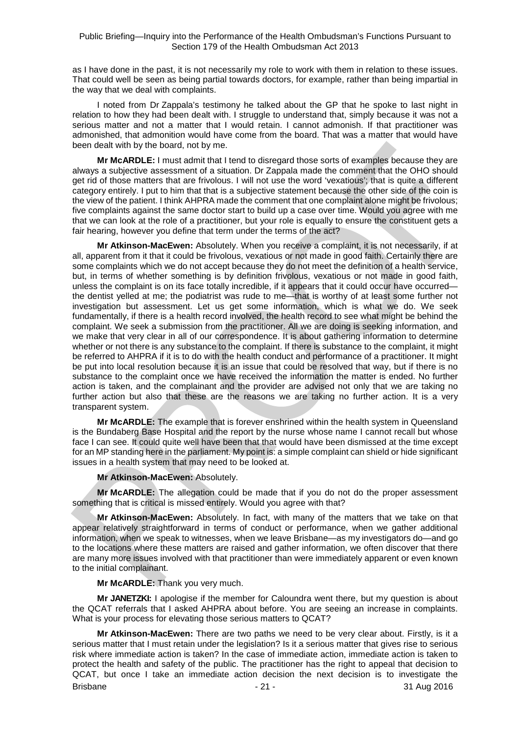as I have done in the past, it is not necessarily my role to work with them in relation to these issues. That could well be seen as being partial towards doctors, for example, rather than being impartial in the way that we deal with complaints.

I noted from Dr Zappala's testimony he talked about the GP that he spoke to last night in relation to how they had been dealt with. I struggle to understand that, simply because it was not a serious matter and not a matter that I would retain. I cannot admonish. If that practitioner was admonished, that admonition would have come from the board. That was a matter that would have been dealt with by the board, not by me.

**Mr McARDLE:** I must admit that I tend to disregard those sorts of examples because they are always a subjective assessment of a situation. Dr Zappala made the comment that the OHO should get rid of those matters that are frivolous. I will not use the word 'vexatious'; that is quite a different category entirely. I put to him that that is a subjective statement because the other side of the coin is the view of the patient. I think AHPRA made the comment that one complaint alone might be frivolous; five complaints against the same doctor start to build up a case over time. Would you agree with me that we can look at the role of a practitioner, but your role is equally to ensure the constituent gets a fair hearing, however you define that term under the terms of the act?

**Mr Atkinson-MacEwen:** Absolutely. When you receive a complaint, it is not necessarily, if at all, apparent from it that it could be frivolous, vexatious or not made in good faith. Certainly there are some complaints which we do not accept because they do not meet the definition of a health service, but, in terms of whether something is by definition frivolous, vexatious or not made in good faith, unless the complaint is on its face totally incredible, if it appears that it could occur have occurred—the dentist yelled at me; the podiatrist was rude to me—that is worthy of at least some further not investigation but assessment. Let us get some information, which is what we do. We seek fundamentally, if there is a health record involved, the health record to see what might be behind the complaint. We seek a submission from the practitioner. All we are doing is seeking information, and we make that very clear in all of our correspondence. It is about gathering information to determine whether or not there is any substance to the complaint. If there is substance to the complaint, it might be referred to AHPRA if it is to do with the health conduct and performance of a practitioner. It might be put into local resolution because it is an issue that could be resolved that way, but if there is no substance to the complaint once we have received the information the matter is ended. No further action is taken, and the complainant and the provider are advised not only that we are taking no further action but also that these are the reasons we are taking no further action. It is a very transparent system.

**Mr McARDLE:** The example that is forever enshrined within the health system in Queensland is the Bundaberg Base Hospital and the report by the nurse whose name I cannot recall but whose face I can see. It could quite well have been that that would have been dismissed at the time except for an MP standing here in the parliament. My point is: a simple complaint can shield or hide significant issues in a health system that may need to be looked at.

**Mr Atkinson-MacEwen:** Absolutely.

**Mr McARDLE:** The allegation could be made that if you do not do the proper assessment something that is critical is missed entirely. Would you agree with that?

**Mr Atkinson-MacEwen:** Absolutely. In fact, with many of the matters that we take on that appear relatively straightforward in terms of conduct or performance, when we gather additional information, when we speak to witnesses, when we leave Brisbane—as my investigators do—and go to the locations where these matters are raised and gather information, we often discover that there are many more issues involved with that practitioner than were immediately apparent or even known to the initial complainant.

**Mr McARDLE:** Thank you very much.

**Mr JANETZKI:** I apologise if the member for Caloundra went there, but my question is about the QCAT referrals that I asked AHPRA about before. You are seeing an increase in complaints. What is your process for elevating those serious matters to QCAT?

**Mr Atkinson-MacEwen:** There are two paths we need to be very clear about. Firstly, is it a serious matter that I must retain under the legislation? Is it a serious matter that gives rise to serious risk where immediate action is taken? In the case of immediate action, immediate action is taken to protect the health and safety of the public. The practitioner has the right to appeal that decision to QCAT, but once I take an immediate action decision the next decision is to investigate the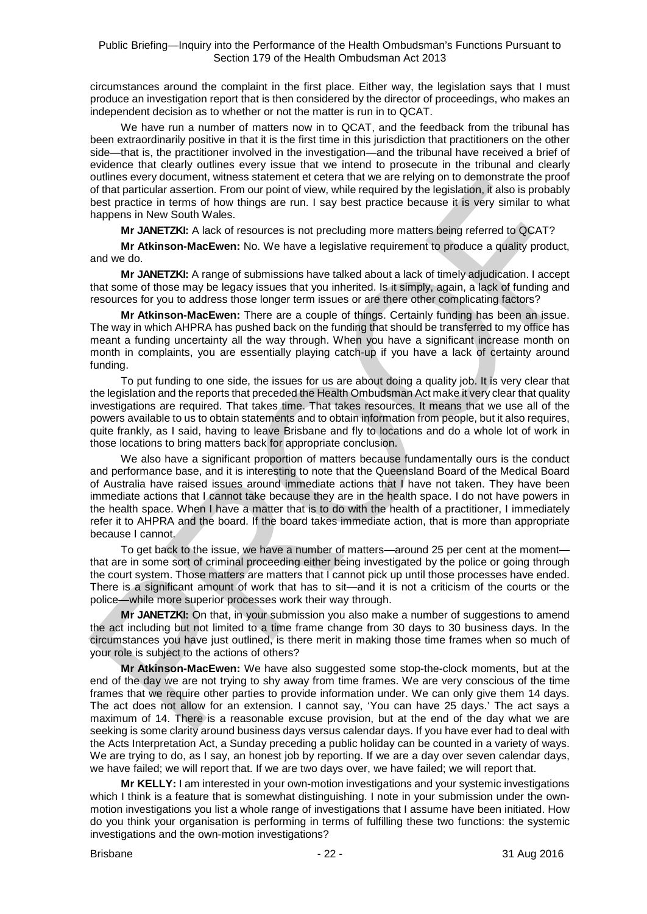circumstances around the complaint in the first place. Either way, the legislation says that I must produce an investigation report that is then considered by the director of proceedings, who makes an independent decision as to whether or not the matter is run in to QCAT.

We have run a number of matters now in to QCAT, and the feedback from the tribunal has been extraordinarily positive in that it is the first time in this jurisdiction that practitioners on the other side—that is, the practitioner involved in the investigation—and the tribunal have received a brief of evidence that clearly outlines every issue that we intend to prosecute in the tribunal and clearly outlines every document, witness statement et cetera that we are relying on to demonstrate the proof of that particular assertion. From our point of view, while required by the legislation, it also is probably best practice in terms of how things are run. I say best practice because it is very similar to what happens in New South Wales.

**Mr JANETZKI:** A lack of resources is not precluding more matters being referred to QCAT?

**Mr Atkinson-MacEwen:** No. We have a legislative requirement to produce a quality product, and we do.

**Mr JANETZKI:** A range of submissions have talked about a lack of timely adjudication. I accept that some of those may be legacy issues that you inherited. Is it simply, again, a lack of funding and resources for you to address those longer term issues or are there other complicating factors?

**Mr Atkinson-MacEwen:** There are a couple of things. Certainly funding has been an issue. The way in which AHPRA has pushed back on the funding that should be transferred to my office has meant a funding uncertainty all the way through. When you have a significant increase month on month in complaints, you are essentially playing catch-up if you have a lack of certainty around funding.

To put funding to one side, the issues for us are about doing a quality job. It is very clear that the legislation and the reports that preceded the Health Ombudsman Act make it very clear that quality investigations are required. That takes time. That takes resources. It means that we use all of the powers available to us to obtain statements and to obtain information from people, but it also requires, quite frankly, as I said, having to leave Brisbane and fly to locations and do a whole lot of work in those locations to bring matters back for appropriate conclusion.

We also have a significant proportion of matters because fundamentally ours is the conduct and performance base, and it is interesting to note that the Queensland Board of the Medical Board of Australia have raised issues around immediate actions that I have not taken. They have been immediate actions that I cannot take because they are in the health space. I do not have powers in the health space. When I have a matter that is to do with the health of a practitioner, I immediately refer it to AHPRA and the board. If the board takes immediate action, that is more than appropriate because I cannot.

To get back to the issue, we have a number of matters—around 25 per cent at the moment—that are in some sort of criminal proceeding either being investigated by the police or going through the court system. Those matters are matters that I cannot pick up until those processes have ended. There is a significant amount of work that has to sit—and it is not a criticism of the courts or the police—while more superior processes work their way through.

**Mr JANETZKI:** On that, in your submission you also make a number of suggestions to amend the act including but not limited to a time frame change from 30 days to 30 business days. In the circumstances you have just outlined, is there merit in making those time frames when so much of your role is subject to the actions of others?

**Mr Atkinson-MacEwen:** We have also suggested some stop-the-clock moments, but at the end of the day we are not trying to shy away from time frames. We are very conscious of the time frames that we require other parties to provide information under. We can only give them 14 days. The act does not allow for an extension. I cannot say, 'You can have 25 days.' The act says a maximum of 14. There is a reasonable excuse provision, but at the end of the day what we are seeking is some clarity around business days versus calendar days. If you have ever had to deal with the Acts Interpretation Act, a Sunday preceding a public holiday can be counted in a variety of ways. We are trying to do, as I say, an honest job by reporting. If we are a day over seven calendar days, we have failed; we will report that. If we are two days over, we have failed; we will report that.

**Mr KELLY:** I am interested in your own-motion investigations and your systemic investigations which I think is a feature that is somewhat distinguishing. I note in your submission under the own-motion investigations you list a whole range of investigations that I assume have been initiated. How do you think your organisation is performing in terms of fulfilling these two functions: the systemic investigations and the own-motion investigations?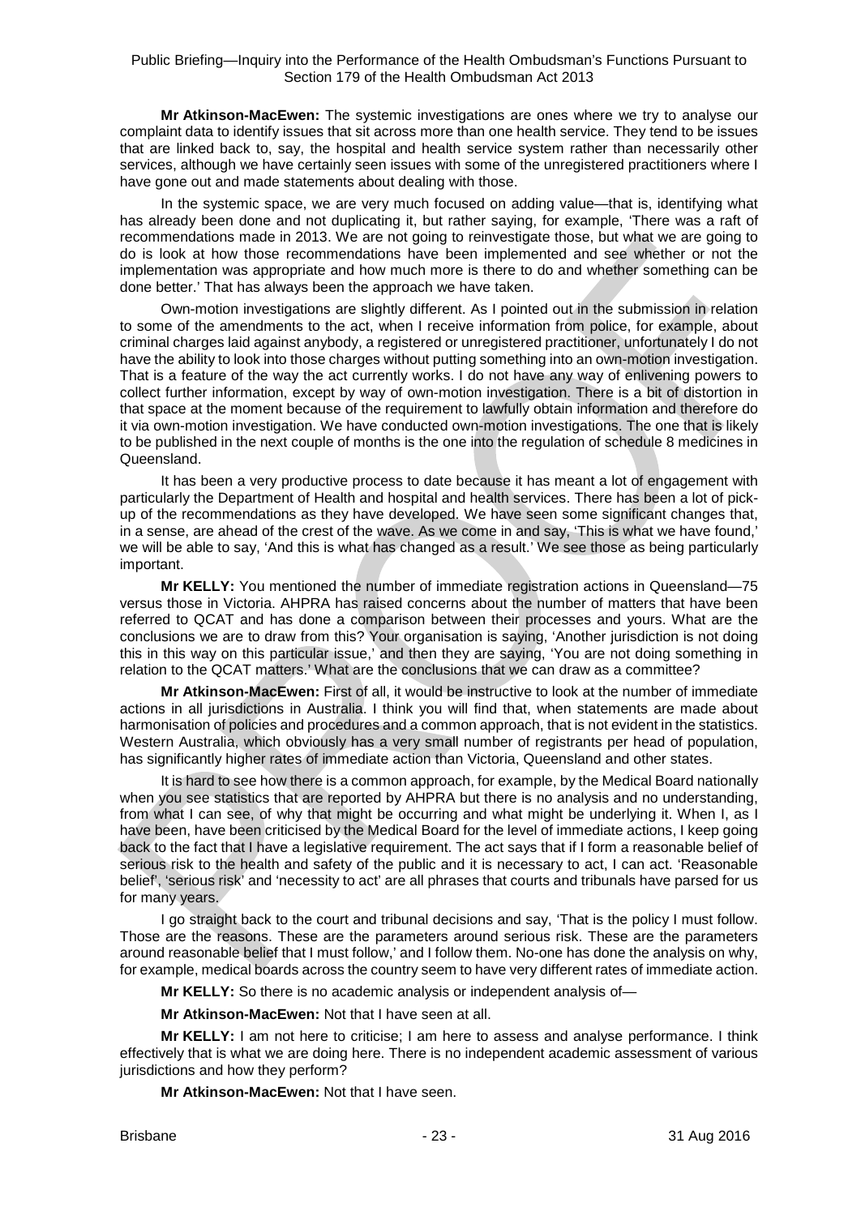**Mr Atkinson-MacEwen:** The systemic investigations are ones where we try to analyse our complaint data to identify issues that sit across more than one health service. They tend to be issues that are linked back to, say, the hospital and health service system rather than necessarily other services, although we have certainly seen issues with some of the unregistered practitioners where I have gone out and made statements about dealing with those.

In the systemic space, we are very much focused on adding value—that is, identifying what has already been done and not duplicating it, but rather saying, for example, 'There was a raft of recommendations made in 2013. We are not going to reinvestigate those, but what we are going to do is look at how those recommendations have been implemented and see whether or not the implementation was appropriate and how much more is there to do and whether something can be done better.' That has always been the approach we have taken.

Own-motion investigations are slightly different. As I pointed out in the submission in relation to some of the amendments to the act, when I receive information from police, for example, about criminal charges laid against anybody, a registered or unregistered practitioner, unfortunately I do not have the ability to look into those charges without putting something into an own-motion investigation. That is a feature of the way the act currently works. I do not have any way of enlivening powers to collect further information, except by way of own-motion investigation. There is a bit of distortion in that space at the moment because of the requirement to lawfully obtain information and therefore do it via own-motion investigation. We have conducted own-motion investigations. The one that is likely to be published in the next couple of months is the one into the regulation of schedule 8 medicines in Queensland.

It has been a very productive process to date because it has meant a lot of engagement with particularly the Department of Health and hospital and health services. There has been a lot of pick-up of the recommendations as they have developed. We have seen some significant changes that, in a sense, are ahead of the crest of the wave. As we come in and say, 'This is what we have found,' we will be able to say, 'And this is what has changed as a result.' We see those as being particularly important.

**Mr KELLY:** You mentioned the number of immediate registration actions in Queensland—75 versus those in Victoria. AHPRA has raised concerns about the number of matters that have been referred to QCAT and has done a comparison between their processes and yours. What are the conclusions we are to draw from this? Your organisation is saying, 'Another jurisdiction is not doing this in this way on this particular issue,' and then they are saying, 'You are not doing something in relation to the QCAT matters.' What are the conclusions that we can draw as a committee?

**Mr Atkinson-MacEwen:** First of all, it would be instructive to look at the number of immediate actions in all jurisdictions in Australia. I think you will find that, when statements are made about harmonisation of policies and procedures and a common approach, that is not evident in the statistics. Western Australia, which obviously has a very small number of registrants per head of population, has significantly higher rates of immediate action than Victoria, Queensland and other states.

It is hard to see how there is a common approach, for example, by the Medical Board nationally when you see statistics that are reported by AHPRA but there is no analysis and no understanding, from what I can see, of why that might be occurring and what might be underlying it. When I, as I have been, have been criticised by the Medical Board for the level of immediate actions, I keep going back to the fact that I have a legislative requirement. The act says that if I form a reasonable belief of serious risk to the health and safety of the public and it is necessary to act, I can act. 'Reasonable belief', 'serious risk' and 'necessity to act' are all phrases that courts and tribunals have parsed for us for many years.

I go straight back to the court and tribunal decisions and say, 'That is the policy I must follow. Those are the reasons. These are the parameters around serious risk. These are the parameters around reasonable belief that I must follow,' and I follow them. No-one has done the analysis on why, for example, medical boards across the country seem to have very different rates of immediate action.

**Mr KELLY:** So there is no academic analysis or independent analysis of—

**Mr Atkinson-MacEwen:** Not that I have seen at all.

**Mr KELLY:** I am not here to criticise; I am here to assess and analyse performance. I think effectively that is what we are doing here. There is no independent academic assessment of various jurisdictions and how they perform?

**Mr Atkinson-MacEwen:** Not that I have seen.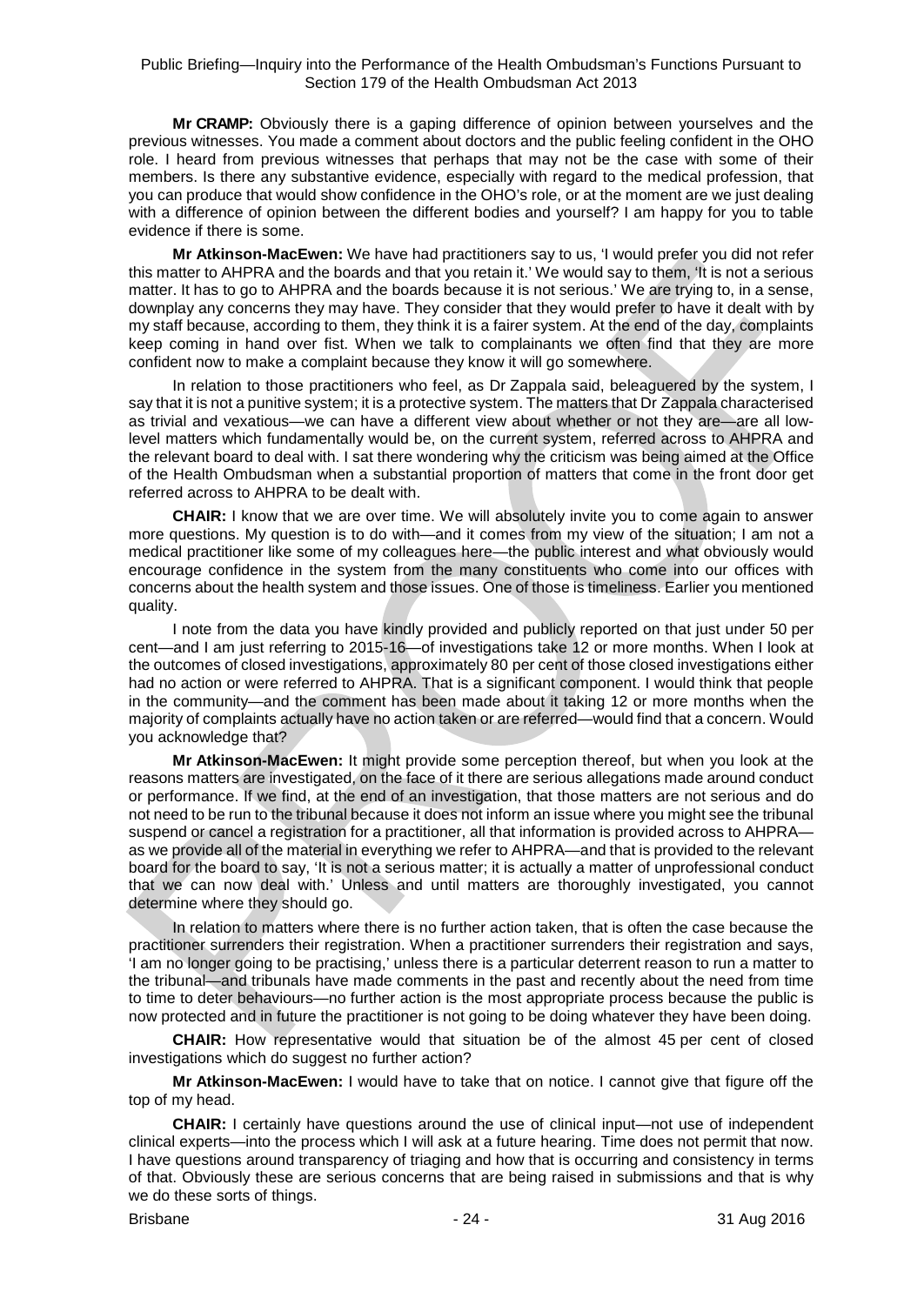**Mr CRAMP:** Obviously there is a gaping difference of opinion between yourselves and the previous witnesses. You made a comment about doctors and the public feeling confident in the OHO role. I heard from previous witnesses that perhaps that may not be the case with some of their members. Is there any substantive evidence, especially with regard to the medical profession, that you can produce that would show confidence in the OHO's role, or at the moment are we just dealing with a difference of opinion between the different bodies and yourself? I am happy for you to table evidence if there is some.

**Mr Atkinson-MacEwen:** We have had practitioners say to us, 'I would prefer you did not refer this matter to AHPRA and the boards and that you retain it.' We would say to them, 'It is not a serious matter. It has to go to AHPRA and the boards because it is not serious.' We are trying to, in a sense, downplay any concerns they may have. They consider that they would prefer to have it dealt with by my staff because, according to them, they think it is a fairer system. At the end of the day, complaints keep coming in hand over fist. When we talk to complainants we often find that they are more confident now to make a complaint because they know it will go somewhere.

In relation to those practitioners who feel, as Dr Zappala said, beleaguered by the system, I say that it is not a punitive system; it is a protective system. The matters that Dr Zappala characterised as trivial and vexatious—we can have a different view about whether or not they are—are all low-level matters which fundamentally would be, on the current system, referred across to AHPRA and the relevant board to deal with. I sat there wondering why the criticism was being aimed at the Office of the Health Ombudsman when a substantial proportion of matters that come in the front door get referred across to AHPRA to be dealt with.

**CHAIR:** I know that we are over time. We will absolutely invite you to come again to answer more questions. My question is to do with—and it comes from my view of the situation; I am not a medical practitioner like some of my colleagues here—the public interest and what obviously would encourage confidence in the system from the many constituents who come into our offices with concerns about the health system and those issues. One of those is timeliness. Earlier you mentioned quality.

I note from the data you have kindly provided and publicly reported on that just under 50 per cent—and I am just referring to 2015-16—of investigations take 12 or more months. When I look at the outcomes of closed investigations, approximately 80 per cent of those closed investigations either had no action or were referred to AHPRA. That is a significant component. I would think that people in the community—and the comment has been made about it taking 12 or more months when the majority of complaints actually have no action taken or are referred—would find that a concern. Would you acknowledge that?

**Mr Atkinson-MacEwen:** It might provide some perception thereof, but when you look at the reasons matters are investigated, on the face of it there are serious allegations made around conduct or performance. If we find, at the end of an investigation, that those matters are not serious and do not need to be run to the tribunal because it does not inform an issue where you might see the tribunal suspend or cancel a registration for a practitioner, all that information is provided across to AHPRA—as we provide all of the material in everything we refer to AHPRA—and that is provided to the relevant board for the board to say, 'It is not a serious matter; it is actually a matter of unprofessional conduct that we can now deal with.' Unless and until matters are thoroughly investigated, you cannot determine where they should go.

In relation to matters where there is no further action taken, that is often the case because the practitioner surrenders their registration. When a practitioner surrenders their registration and says, 'I am no longer going to be practising,' unless there is a particular deterrent reason to run a matter to the tribunal—and tribunals have made comments in the past and recently about the need from time to time to deter behaviours—no further action is the most appropriate process because the public is now protected and in future the practitioner is not going to be doing whatever they have been doing.

**CHAIR:** How representative would that situation be of the almost 45 per cent of closed investigations which do suggest no further action?

**Mr Atkinson-MacEwen:** I would have to take that on notice. I cannot give that figure off the top of my head.

**CHAIR:** I certainly have questions around the use of clinical input—not use of independent clinical experts—into the process which I will ask at a future hearing. Time does not permit that now. I have questions around transparency of triaging and how that is occurring and consistency in terms of that. Obviously these are serious concerns that are being raised in submissions and that is why we do these sorts of things.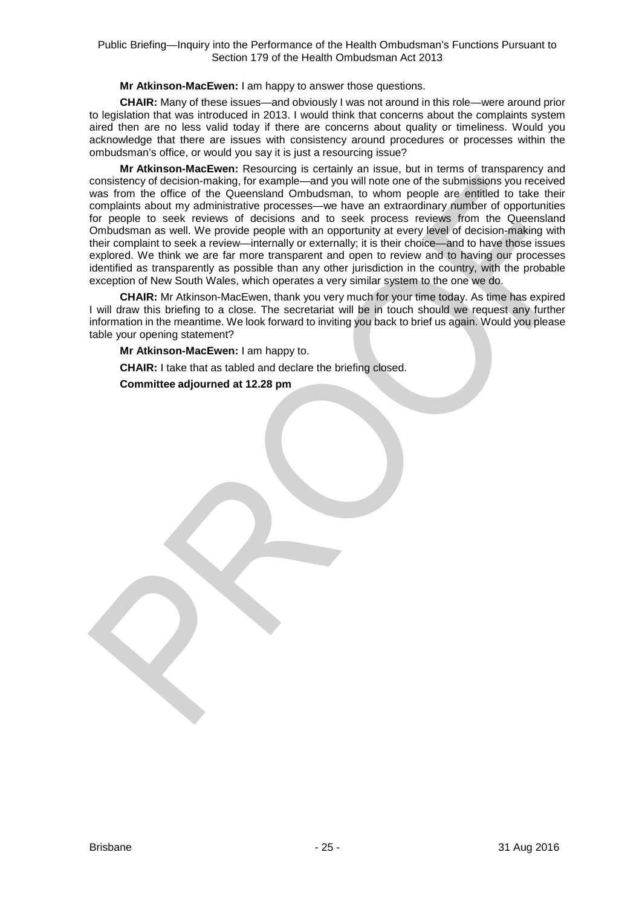**Mr Atkinson-MacEwen:** I am happy to answer those questions.

**CHAIR:** Many of these issues—and obviously I was not around in this role—were around prior to legislation that was introduced in 2013. I would think that concerns about the complaints system aired then are no less valid today if there are concerns about quality or timeliness. Would you acknowledge that there are issues with consistency around procedures or processes within the ombudsman's office, or would you say it is just a resourcing issue?

**Mr Atkinson-MacEwen:** Resourcing is certainly an issue, but in terms of transparency and consistency of decision-making, for example—and you will note one of the submissions you received was from the office of the Queensland Ombudsman, to whom people are entitled to take their complaints about my administrative processes—we have an extraordinary number of opportunities for people to seek reviews of decisions and to seek process reviews from the Queensland Ombudsman as well. We provide people with an opportunity at every level of decision-making with their complaint to seek a review—internally or externally; it is their choice—and to have those issues explored. We think we are far more transparent and open to review and to having our processes identified as transparently as possible than any other jurisdiction in the country, with the probable exception of New South Wales, which operates a very similar system to the one we do.

**CHAIR:** Mr Atkinson-MacEwen, thank you very much for your time today. As time has expired I will draw this briefing to a close. The secretariat will be in touch should we request any further information in the meantime. We look forward to inviting you back to brief us again. Would you please table your opening statement?

**Mr Atkinson-MacEwen:** I am happy to.

**CHAIR:** I take that as tabled and declare the briefing closed.

**Committee adjourned at 12.28 pm**